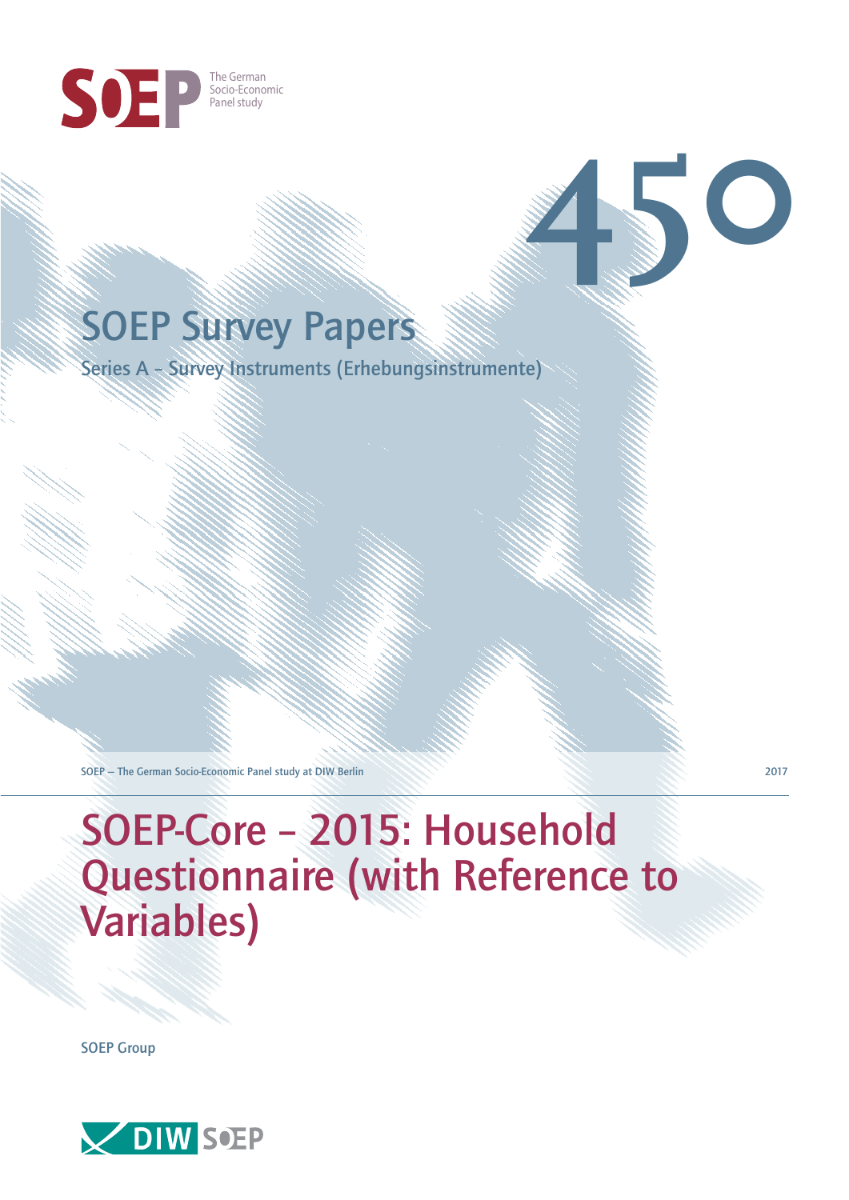SOEP The German Socio-Economic Panel study

450

# SOEP Survey Papers

Series A – Survey Instruments (Erhebungsinstrumente)

SOEP — The German Socio-Economic Panel study at DIW Berlin

2017

# SOEP-Core – 2015: Household Questionnaire (with Reference to Variables)

SOEP Group

DIW SOEP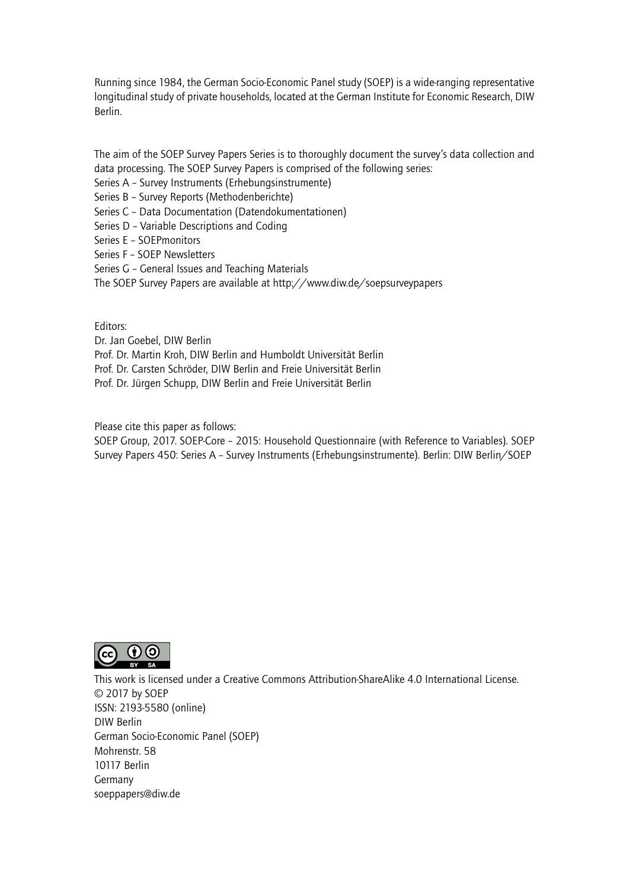Running since 1984, the German Socio-Economic Panel study (SOEP) is a wide-ranging representative longitudinal study of private households, located at the German Institute for Economic Research, DIW Berlin.

The aim of the SOEP Survey Papers Series is to thoroughly document the survey's data collection and data processing. The SOEP Survey Papers is comprised of the following series:
Series A – Survey Instruments (Erhebungsinstrumente)
Series B – Survey Reports (Methodenberichte)
Series C – Data Documentation (Datendokumentationen)
Series D – Variable Descriptions and Coding
Series E – SOEPmonitors
Series F – SOEP Newsletters
Series G – General Issues and Teaching Materials
The SOEP Survey Papers are available at http://www.diw.de/soepsurveypapers

Editors:
Dr. Jan Goebel, DIW Berlin
Prof. Dr. Martin Kroh, DIW Berlin and Humboldt Universität Berlin
Prof. Dr. Carsten Schröder, DIW Berlin and Freie Universität Berlin
Prof. Dr. Jürgen Schupp, DIW Berlin and Freie Universität Berlin

Please cite this paper as follows:
SOEP Group, 2017. SOEP-Core – 2015: Household Questionnaire (with Reference to Variables). SOEP Survey Papers 450: Series A – Survey Instruments (Erhebungsinstrumente). Berlin: DIW Berlin/SOEP

This work is licensed under a Creative Commons Attribution-ShareAlike 4.0 International License.
© 2017 by SOEP
ISSN: 2193-5580 (online)
DIW Berlin
German Socio-Economic Panel (SOEP)
Mohrenstr. 58
10117 Berlin
Germany
soeppapers@diw.de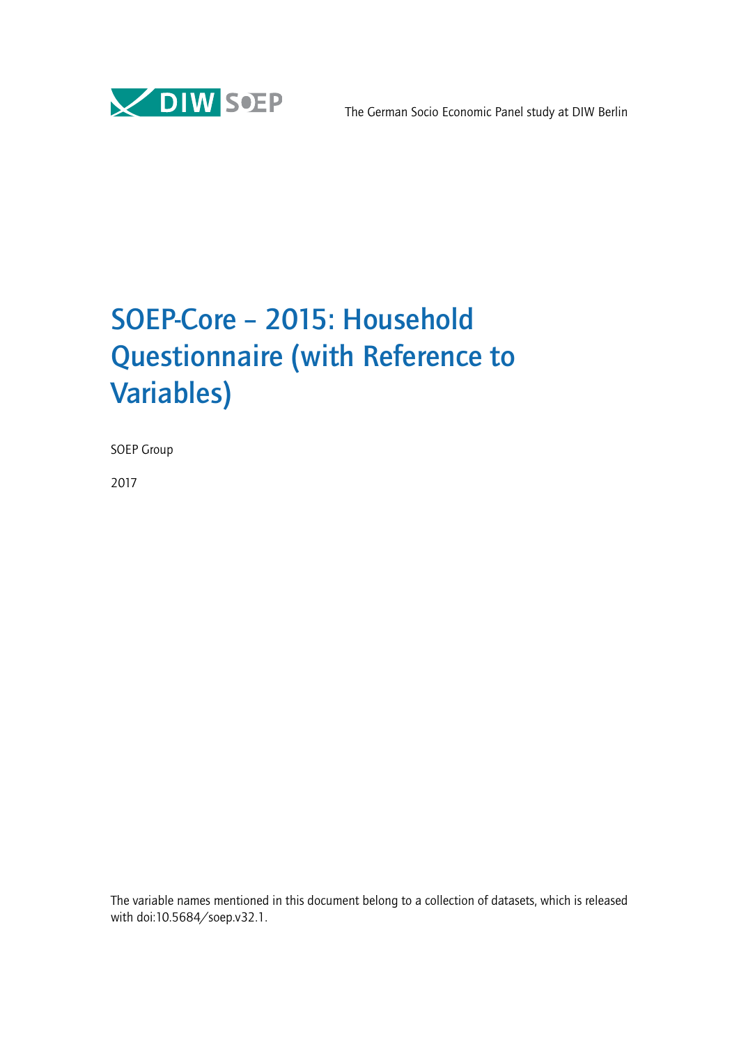DIW SOEP

The German Socio Economic Panel study at DIW Berlin

# SOEP-Core – 2015: Household Questionnaire (with Reference to Variables)

SOEP Group

2017

The variable names mentioned in this document belong to a collection of datasets, which is released with doi:10.5684/soep.v32.1.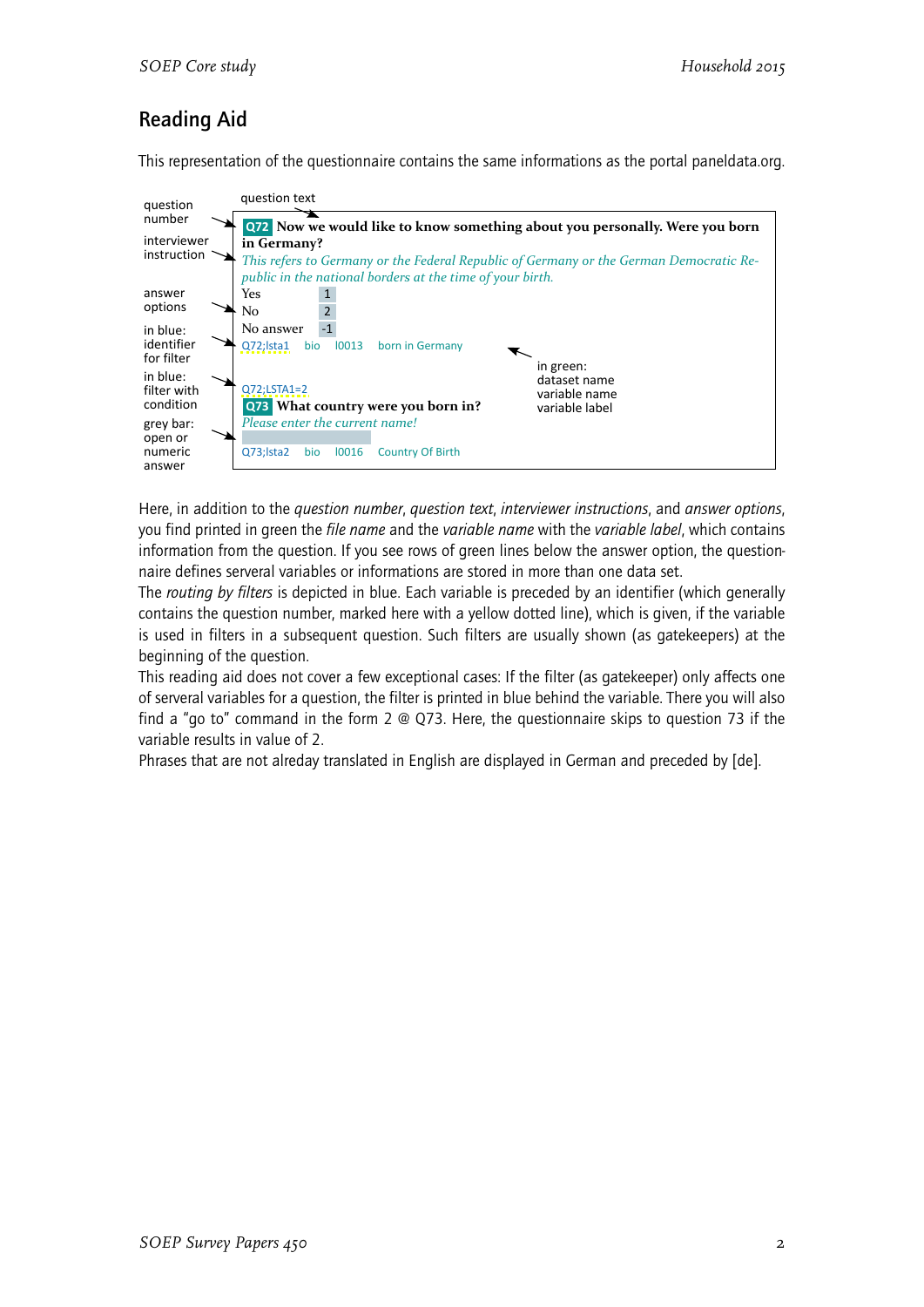## Reading Aid

This representation of the questionnaire contains the same informations as the portal paneldata.org.

question number → **Q72** Now we would like to know something about you personally. Were you born in Germany? (question text)

interviewer instruction → *This refers to Germany or the Federal Republic of Germany or the German Democratic Republic in the national borders at the time of your birth.*

answer options →

| | |
|---|---|
| Yes | 1 |
| No | 2 |
| No answer | -1 |

in blue: identifier for filter → Q72;lsta1 &nbsp; bio &nbsp; l0013 &nbsp; born in Germany ← in green: dataset name, variable name, variable label

in blue: filter with condition → Q72;LSTA1=2

**Q73** What country were you born in?

*Please enter the current name!*

grey bar: open or numeric answer → [ ]

Q73;lsta2 &nbsp; bio &nbsp; l0016 &nbsp; Country Of Birth

Here, in addition to the *question number*, *question text*, *interviewer instructions*, and *answer options*, you find printed in green the *file name* and the *variable name* with the *variable label*, which contains information from the question. If you see rows of green lines below the answer option, the questionnaire defines serveral variables or informations are stored in more than one data set.

The *routing by filters* is depicted in blue. Each variable is preceded by an identifier (which generally contains the question number, marked here with a yellow dotted line), which is given, if the variable is used in filters in a subsequent question. Such filters are usually shown (as gatekeepers) at the beginning of the question.

This reading aid does not cover a few exceptional cases: If the filter (as gatekeeper) only affects one of serveral variables for a question, the filter is printed in blue behind the variable. There you will also find a "go to" command in the form 2 @ Q73. Here, the questionnaire skips to question 73 if the variable results in value of 2.

Phrases that are not alreday translated in English are displayed in German and preceded by [de].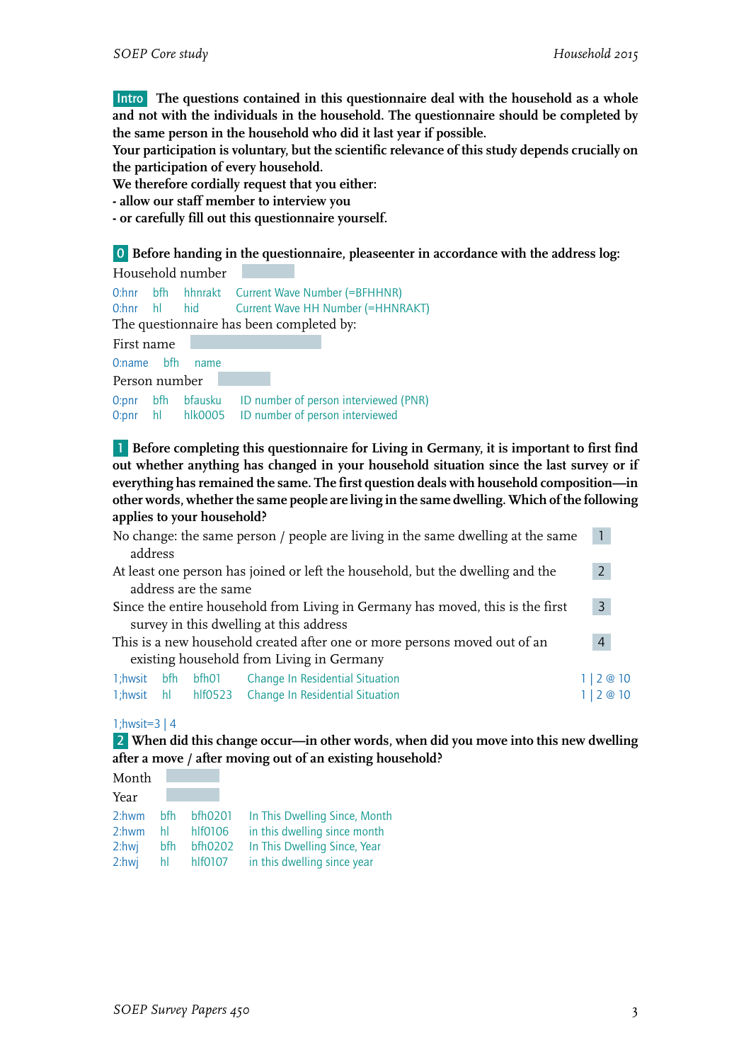**Intro** **The questions contained in this questionnaire deal with the household as a whole and not with the individuals in the household. The questionnaire should be completed by the same person in the household who did it last year if possible.**
**Your participation is voluntary, but the scientific relevance of this study depends crucially on the participation of every household.**
**We therefore cordially request that you either:**
**- allow our staff member to interview you**
**- or carefully fill out this questionnaire yourself.**

**0** **Before handing in the questionnaire, pleaseenter in accordance with the address log:**

Household number

| | | | |
|---|---|---|---|
| 0:hnr | bfh | hhnrakt | Current Wave Number (=BFHHNR) |
| 0:hnr | hl | hid | Current Wave HH Number (=HHNRAKT) |

The questionnaire has been completed by:

First name

| | | |
|---|---|---|
| 0:name | bfh | name |

Person number

| | | | |
|---|---|---|---|
| 0:pnr | bfh | bfausku | ID number of person interviewed (PNR) |
| 0:pnr | hl | hlk0005 | ID number of person interviewed |

**1** **Before completing this questionnaire for Living in Germany, it is important to first find out whether anything has changed in your household situation since the last survey or if everything has remained the same. The first question deals with household composition—in other words, whether the same people are living in the same dwelling. Which of the following applies to your household?**

| | |
|---|---|
| No change: the same person / people are living in the same dwelling at the same address | 1 |
| At least one person has joined or left the household, but the dwelling and the address are the same | 2 |
| Since the entire household from Living in Germany has moved, this is the first survey in this dwelling at this address | 3 |
| This is a new household created after one or more persons moved out of an existing household from Living in Germany | 4 |

| | | | | |
|---|---|---|---|---|
| 1;hwsit | bfh | bfh01 | Change In Residential Situation | 1 \| 2 @ 10 |
| 1;hwsit | hl | hlf0523 | Change In Residential Situation | 1 \| 2 @ 10 |

1;hwsit=3 | 4

**2** **When did this change occur—in other words, when did you move into this new dwelling after a move / after moving out of an existing household?**

Month

Year

| | | | |
|---|---|---|---|
| 2:hwm | bfh | bfh0201 | In This Dwelling Since, Month |
| 2:hwm | hl | hlf0106 | in this dwelling since month |
| 2:hwj | bfh | bfh0202 | In This Dwelling Since, Year |
| 2:hwj | hl | hlf0107 | in this dwelling since year |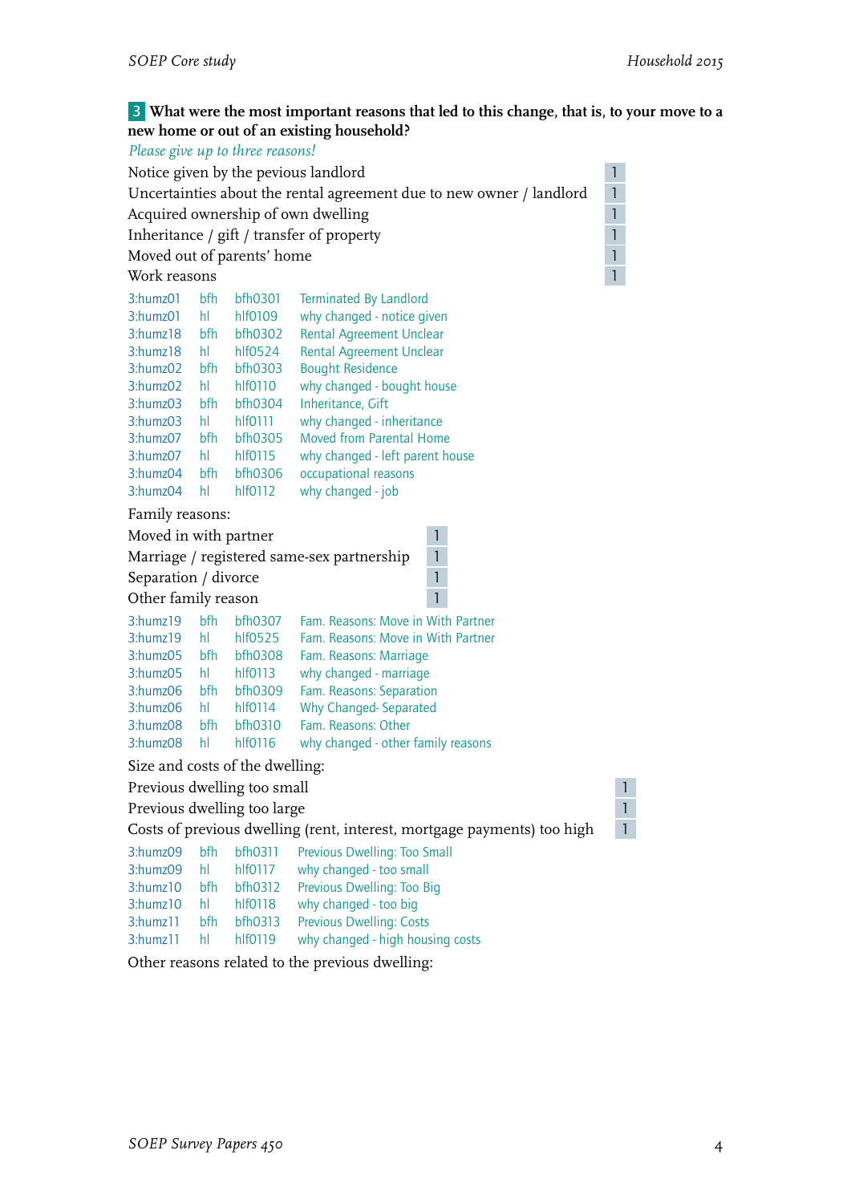**3** **What were the most important reasons that led to this change, that is, to your move to a new home or out of an existing household?**

*Please give up to three reasons!*

| | |
|---|---|
| Notice given by the pevious landlord | 1 |
| Uncertainties about the rental agreement due to new owner / landlord | 1 |
| Acquired ownership of own dwelling | 1 |
| Inheritance / gift / transfer of property | 1 |
| Moved out of parents' home | 1 |
| Work reasons | 1 |

| | | | |
|---|---|---|---|
| 3:humz01 | bfh | bfh0301 | Terminated By Landlord |
| 3:humz01 | hl | hlf0109 | why changed - notice given |
| 3:humz18 | bfh | bfh0302 | Rental Agreement Unclear |
| 3:humz18 | hl | hlf0524 | Rental Agreement Unclear |
| 3:humz02 | bfh | bfh0303 | Bought Residence |
| 3:humz02 | hl | hlf0110 | why changed - bought house |
| 3:humz03 | bfh | bfh0304 | Inheritance, Gift |
| 3:humz03 | hl | hlf0111 | why changed - inheritance |
| 3:humz07 | bfh | bfh0305 | Moved from Parental Home |
| 3:humz07 | hl | hlf0115 | why changed - left parent house |
| 3:humz04 | bfh | bfh0306 | occupational reasons |
| 3:humz04 | hl | hlf0112 | why changed - job |

Family reasons:

| | |
|---|---|
| Moved in with partner | 1 |
| Marriage / registered same-sex partnership | 1 |
| Separation / divorce | 1 |
| Other family reason | 1 |

| | | | |
|---|---|---|---|
| 3:humz19 | bfh | bfh0307 | Fam. Reasons: Move in With Partner |
| 3:humz19 | hl | hlf0525 | Fam. Reasons: Move in With Partner |
| 3:humz05 | bfh | bfh0308 | Fam. Reasons: Marriage |
| 3:humz05 | hl | hlf0113 | why changed - marriage |
| 3:humz06 | bfh | bfh0309 | Fam. Reasons: Separation |
| 3:humz06 | hl | hlf0114 | Why Changed- Separated |
| 3:humz08 | bfh | bfh0310 | Fam. Reasons: Other |
| 3:humz08 | hl | hlf0116 | why changed - other family reasons |

Size and costs of the dwelling:

| | |
|---|---|
| Previous dwelling too small | 1 |
| Previous dwelling too large | 1 |
| Costs of previous dwelling (rent, interest, mortgage payments) too high | 1 |

| | | | |
|---|---|---|---|
| 3:humz09 | bfh | bfh0311 | Previous Dwelling: Too Small |
| 3:humz09 | hl | hlf0117 | why changed - too small |
| 3:humz10 | bfh | bfh0312 | Previous Dwelling: Too Big |
| 3:humz10 | hl | hlf0118 | why changed - too big |
| 3:humz11 | bfh | bfh0313 | Previous Dwelling: Costs |
| 3:humz11 | hl | hlf0119 | why changed - high housing costs |

Other reasons related to the previous dwelling: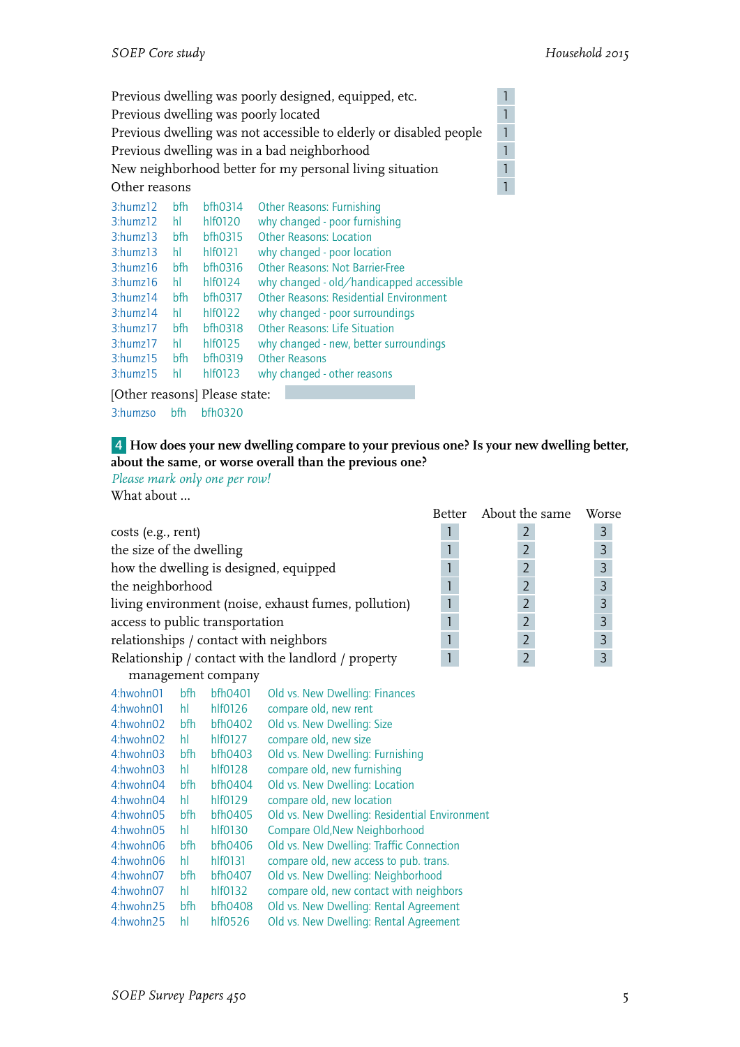| | |
|---|---|
| Previous dwelling was poorly designed, equipped, etc. | 1 |
| Previous dwelling was poorly located | 1 |
| Previous dwelling was not accessible to elderly or disabled people | 1 |
| Previous dwelling was in a bad neighborhood | 1 |
| New neighborhood better for my personal living situation | 1 |
| Other reasons | 1 |

3:humz12 bfh bfh0314 Other Reasons: Furnishing
3:humz12 hl hlf0120 why changed - poor furnishing
3:humz13 bfh bfh0315 Other Reasons: Location
3:humz13 hl hlf0121 why changed - poor location
3:humz16 bfh bfh0316 Other Reasons: Not Barrier-Free
3:humz16 hl hlf0124 why changed - old/handicapped accessible
3:humz14 bfh bfh0317 Other Reasons: Residential Environment
3:humz14 hl hlf0122 why changed - poor surroundings
3:humz17 bfh bfh0318 Other Reasons: Life Situation
3:humz17 hl hlf0125 why changed - new, better surroundings
3:humz15 bfh bfh0319 Other Reasons
3:humz15 hl hlf0123 why changed - other reasons

[Other reasons] Please state: 

3:humzso bfh bfh0320

**4 How does your new dwelling compare to your previous one? Is your new dwelling better, about the same, or worse overall than the previous one?**

*Please mark only one per row!*

What about ...

| | Better | About the same | Worse |
|---|---|---|---|
| costs (e.g., rent) | 1 | 2 | 3 |
| the size of the dwelling | 1 | 2 | 3 |
| how the dwelling is designed, equipped | 1 | 2 | 3 |
| the neighborhood | 1 | 2 | 3 |
| living environment (noise, exhaust fumes, pollution) | 1 | 2 | 3 |
| access to public transportation | 1 | 2 | 3 |
| relationships / contact with neighbors | 1 | 2 | 3 |
| Relationship / contact with the landlord / property management company | 1 | 2 | 3 |

4:hwohn01 bfh bfh0401 Old vs. New Dwelling: Finances
4:hwohn01 hl hlf0126 compare old, new rent
4:hwohn02 bfh bfh0402 Old vs. New Dwelling: Size
4:hwohn02 hl hlf0127 compare old, new size
4:hwohn03 bfh bfh0403 Old vs. New Dwelling: Furnishing
4:hwohn03 hl hlf0128 compare old, new furnishing
4:hwohn04 bfh bfh0404 Old vs. New Dwelling: Location
4:hwohn04 hl hlf0129 compare old, new location
4:hwohn05 bfh bfh0405 Old vs. New Dwelling: Residential Environment
4:hwohn05 hl hlf0130 Compare Old,New Neighborhood
4:hwohn06 bfh bfh0406 Old vs. New Dwelling: Traffic Connection
4:hwohn06 hl hlf0131 compare old, new access to pub. trans.
4:hwohn07 bfh bfh0407 Old vs. New Dwelling: Neighborhood
4:hwohn07 hl hlf0132 compare old, new contact with neighbors
4:hwohn25 bfh bfh0408 Old vs. New Dwelling: Rental Agreement
4:hwohn25 hl hlf0526 Old vs. New Dwelling: Rental Agreement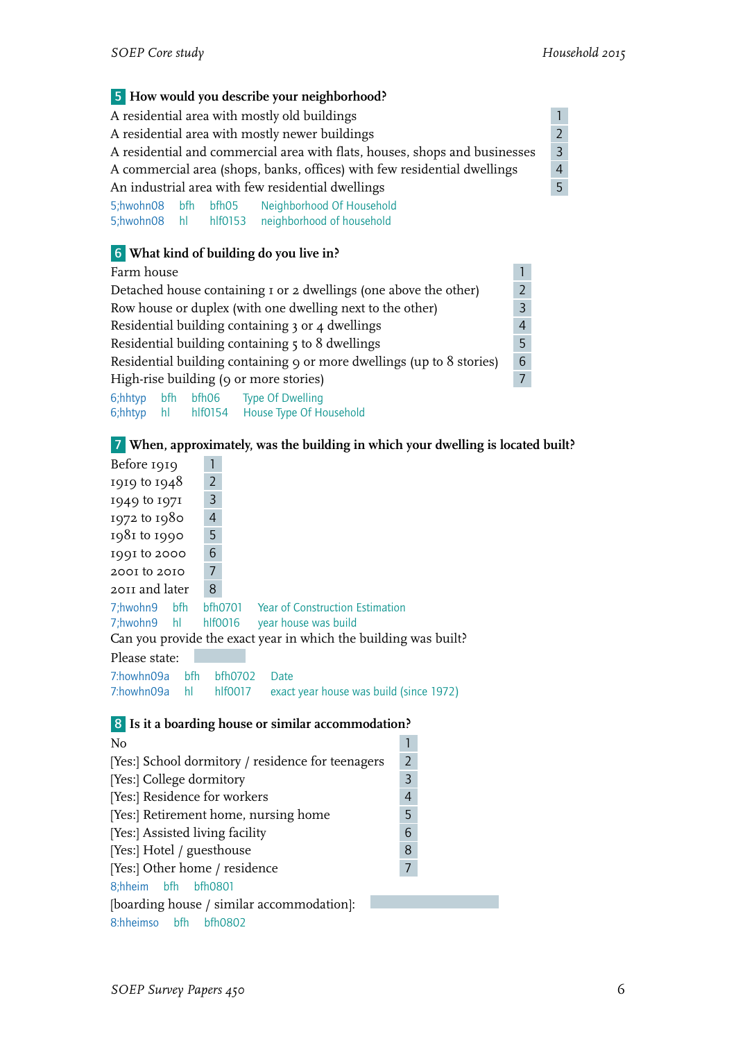**5** **How would you describe your neighborhood?**

| | |
|---|---|
| A residential area with mostly old buildings | 1 |
| A residential area with mostly newer buildings | 2 |
| A residential and commercial area with flats, houses, shops and businesses | 3 |
| A commercial area (shops, banks, offices) with few residential dwellings | 4 |
| An industrial area with few residential dwellings | 5 |

5;hwohn08 bfh bfh05 Neighborhood Of Household
5;hwohn08 hl hlf0153 neighborhood of household

**6** **What kind of building do you live in?**

| | |
|---|---|
| Farm house | 1 |
| Detached house containing 1 or 2 dwellings (one above the other) | 2 |
| Row house or duplex (with one dwelling next to the other) | 3 |
| Residential building containing 3 or 4 dwellings | 4 |
| Residential building containing 5 to 8 dwellings | 5 |
| Residential building containing 9 or more dwellings (up to 8 stories) | 6 |
| High-rise building (9 or more stories) | 7 |

6;hhtyp bfh bfh06 Type Of Dwelling
6;hhtyp hl hlf0154 House Type Of Household

**7** **When, approximately, was the building in which your dwelling is located built?**

| | |
|---|---|
| Before 1919 | 1 |
| 1919 to 1948 | 2 |
| 1949 to 1971 | 3 |
| 1972 to 1980 | 4 |
| 1981 to 1990 | 5 |
| 1991 to 2000 | 6 |
| 2001 to 2010 | 7 |
| 2011 and later | 8 |

7;hwohn9 bfh bfh0701 Year of Construction Estimation
7;hwohn9 hl hlf0016 year house was build

Can you provide the exact year in which the building was built?

Please state: 

7:howhn09a bfh bfh0702 Date
7:howhn09a hl hlf0017 exact year house was build (since 1972)

**8** **Is it a boarding house or similar accommodation?**

| | |
|---|---|
| No | 1 |
| [Yes:] School dormitory / residence for teenagers | 2 |
| [Yes:] College dormitory | 3 |
| [Yes:] Residence for workers | 4 |
| [Yes:] Retirement home, nursing home | 5 |
| [Yes:] Assisted living facility | 6 |
| [Yes:] Hotel / guesthouse | 8 |
| [Yes:] Other home / residence | 7 |

8;hheim bfh bfh0801

[boarding house / similar accommodation]: 

8:hheimso bfh bfh0802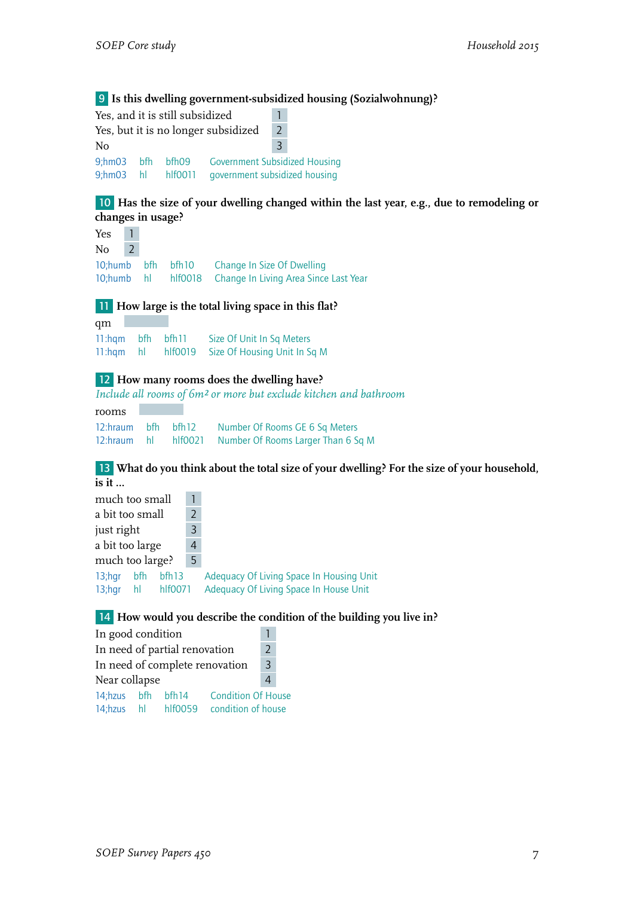**9** **Is this dwelling government-subsidized housing (Sozialwohnung)?**

Yes, and it is still subsidized 1
Yes, but it is no longer subsidized 2
No 3

9;hm03 bfh bfh09 Government Subsidized Housing
9;hm03 hl hlf0011 government subsidized housing

**10** **Has the size of your dwelling changed within the last year, e.g., due to remodeling or changes in usage?**

Yes 1
No 2

10;humb bfh bfh10 Change In Size Of Dwelling
10;humb hl hlf0018 Change In Living Area Since Last Year

**11** **How large is the total living space in this flat?**

qm

11:hqm bfh bfh11 Size Of Unit In Sq Meters
11:hqm hl hlf0019 Size Of Housing Unit In Sq M

**12** **How many rooms does the dwelling have?**

*Include all rooms of 6m² or more but exclude kitchen and bathroom*

rooms

12:hraum bfh bfh12 Number Of Rooms GE 6 Sq Meters
12:hraum hl hlf0021 Number Of Rooms Larger Than 6 Sq M

**13** **What do you think about the total size of your dwelling? For the size of your household, is it ...**

much too small 1
a bit too small 2
just right 3
a bit too large 4
much too large? 5

13;hgr bfh bfh13 Adequacy Of Living Space In Housing Unit
13;hgr hl hlf0071 Adequacy Of Living Space In House Unit

**14** **How would you describe the condition of the building you live in?**

In good condition 1
In need of partial renovation 2
In need of complete renovation 3
Near collapse 4

14;hzus bfh bfh14 Condition Of House
14;hzus hl hlf0059 condition of house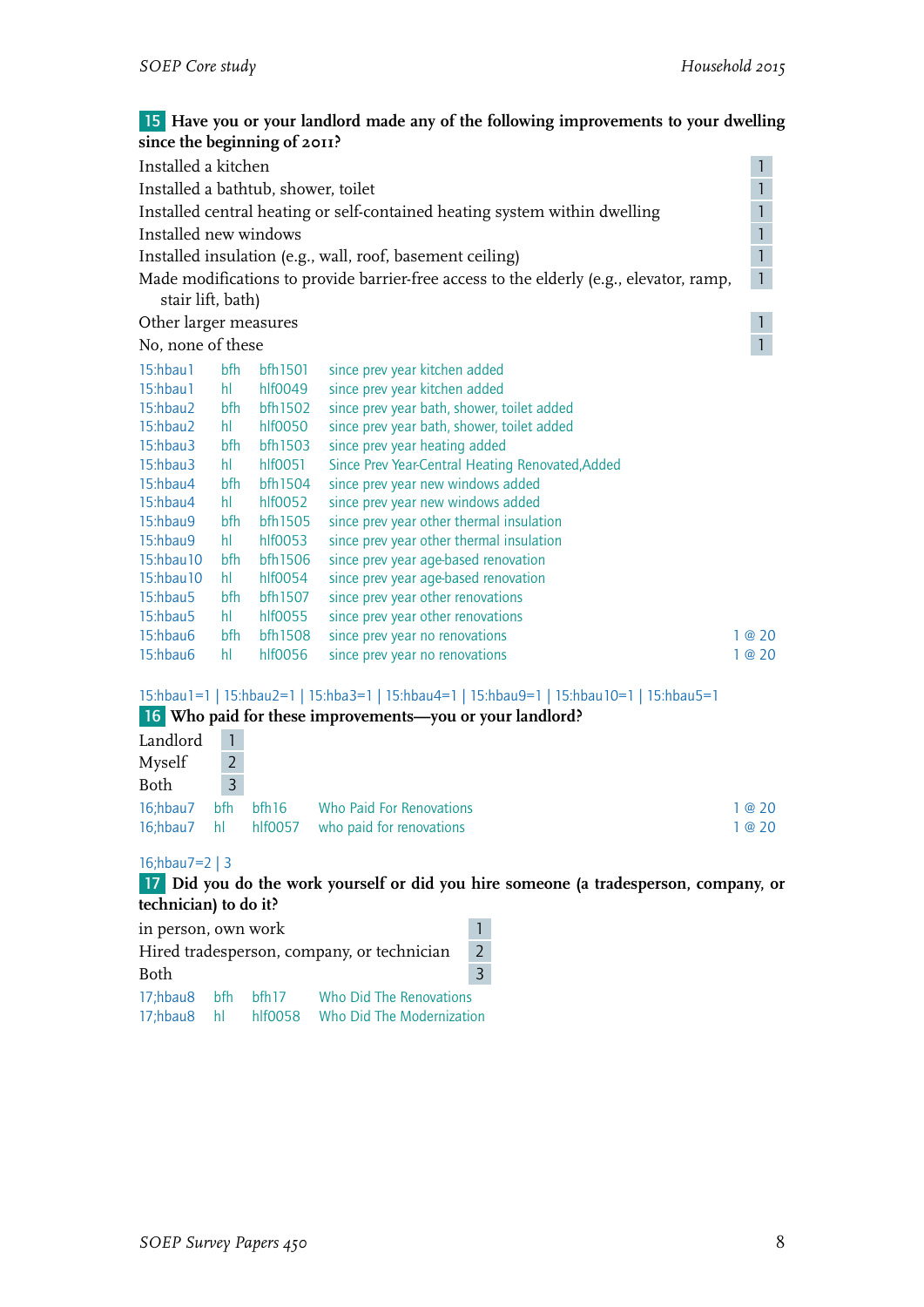**15** **Have you or your landlord made any of the following improvements to your dwelling since the beginning of 2011?**

| | |
|---|---|
| Installed a kitchen | 1 |
| Installed a bathtub, shower, toilet | 1 |
| Installed central heating or self-contained heating system within dwelling | 1 |
| Installed new windows | 1 |
| Installed insulation (e.g., wall, roof, basement ceiling) | 1 |
| Made modifications to provide barrier-free access to the elderly (e.g., elevator, ramp, stair lift, bath) | 1 |
| Other larger measures | 1 |
| No, none of these | 1 |

| | | | | |
|---|---|---|---|---|
| 15:hbau1 | bfh | bfh1501 | since prev year kitchen added | |
| 15:hbau1 | hl | hlf0049 | since prev year kitchen added | |
| 15:hbau2 | bfh | bfh1502 | since prev year bath, shower, toilet added | |
| 15:hbau2 | hl | hlf0050 | since prev year bath, shower, toilet added | |
| 15:hbau3 | bfh | bfh1503 | since prev year heating added | |
| 15:hbau3 | hl | hlf0051 | Since Prev Year-Central Heating Renovated,Added | |
| 15:hbau4 | bfh | bfh1504 | since prev year new windows added | |
| 15:hbau4 | hl | hlf0052 | since prev year new windows added | |
| 15:hbau9 | bfh | bfh1505 | since prev year other thermal insulation | |
| 15:hbau9 | hl | hlf0053 | since prev year other thermal insulation | |
| 15:hbau10 | bfh | bfh1506 | since prev year age-based renovation | |
| 15:hbau10 | hl | hlf0054 | since prev year age-based renovation | |
| 15:hbau5 | bfh | bfh1507 | since prev year other renovations | |
| 15:hbau5 | hl | hlf0055 | since prev year other renovations | |
| 15:hbau6 | bfh | bfh1508 | since prev year no renovations | 1 @ 20 |
| 15:hbau6 | hl | hlf0056 | since prev year no renovations | 1 @ 20 |

15:hbau1=1 | 15:hbau2=1 | 15:hba3=1 | 15:hbau4=1 | 15:hbau9=1 | 15:hbau10=1 | 15:hbau5=1

**16** **Who paid for these improvements—you or your landlord?**

| | |
|---|---|
| Landlord | 1 |
| Myself | 2 |
| Both | 3 |

| | | | | |
|---|---|---|---|---|
| 16;hbau7 | bfh | bfh16 | Who Paid For Renovations | 1 @ 20 |
| 16;hbau7 | hl | hlf0057 | who paid for renovations | 1 @ 20 |

16;hbau7=2 | 3

**17** **Did you do the work yourself or did you hire someone (a tradesperson, company, or technician) to do it?**

| | |
|---|---|
| in person, own work | 1 |
| Hired tradesperson, company, or technician | 2 |
| Both | 3 |

| | | | |
|---|---|---|---|
| 17;hbau8 | bfh | bfh17 | Who Did The Renovations |
| 17;hbau8 | hl | hlf0058 | Who Did The Modernization |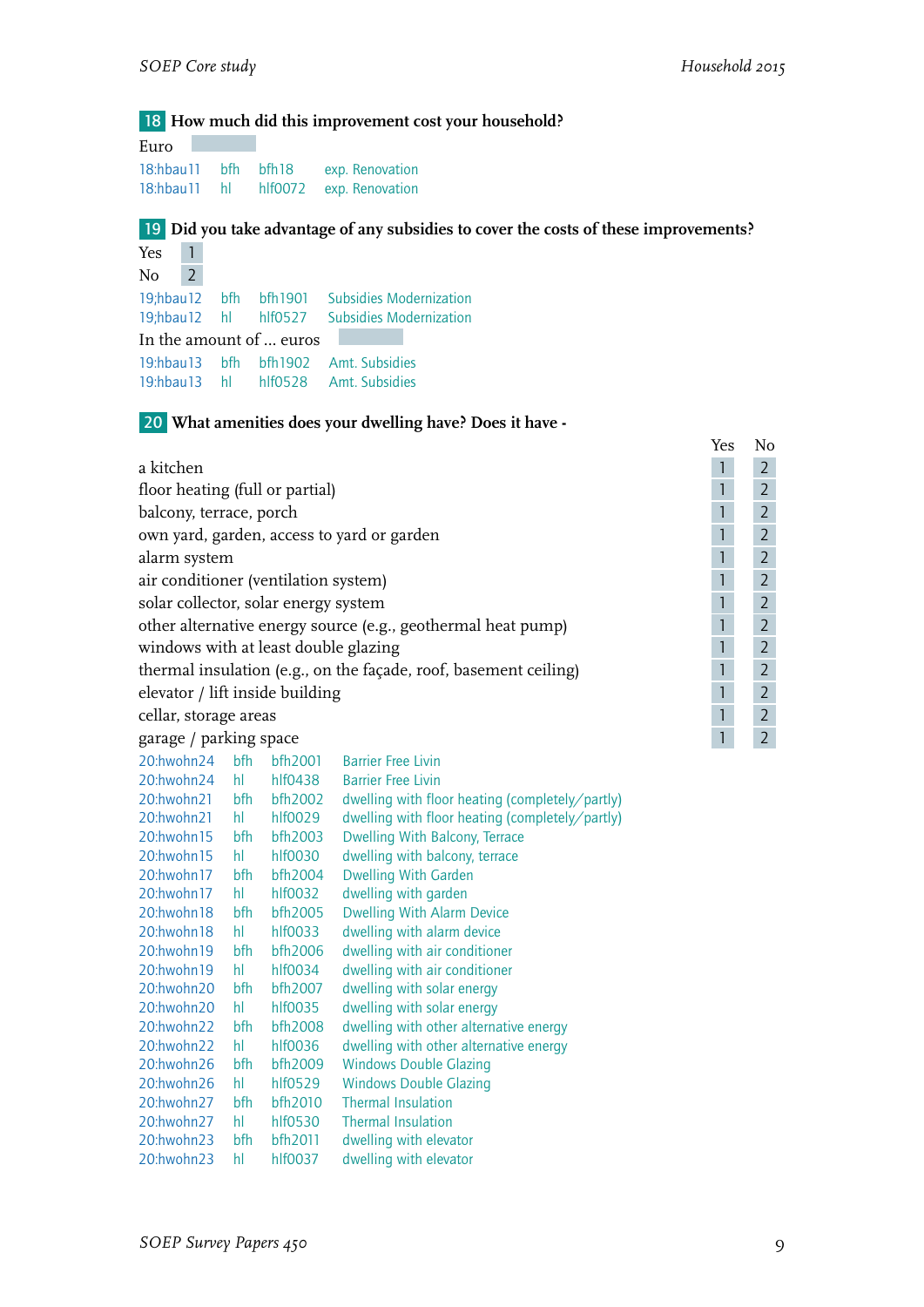**18** **How much did this improvement cost your household?**

Euro

18:hbau11 bfh bfh18 exp. Renovation
18:hbau11 hl hlf0072 exp. Renovation

**19** **Did you take advantage of any subsidies to cover the costs of these improvements?**

Yes 1
No 2

19;hbau12 bfh bfh1901 Subsidies Modernization
19;hbau12 hl hlf0527 Subsidies Modernization

In the amount of ... euros

19:hbau13 bfh bfh1902 Amt. Subsidies
19:hbau13 hl hlf0528 Amt. Subsidies

**20** **What amenities does your dwelling have? Does it have -**

| | Yes | No |
|---|---|---|
| a kitchen | 1 | 2 |
| floor heating (full or partial) | 1 | 2 |
| balcony, terrace, porch | 1 | 2 |
| own yard, garden, access to yard or garden | 1 | 2 |
| alarm system | 1 | 2 |
| air conditioner (ventilation system) | 1 | 2 |
| solar collector, solar energy system | 1 | 2 |
| other alternative energy source (e.g., geothermal heat pump) | 1 | 2 |
| windows with at least double glazing | 1 | 2 |
| thermal insulation (e.g., on the façade, roof, basement ceiling) | 1 | 2 |
| elevator / lift inside building | 1 | 2 |
| cellar, storage areas | 1 | 2 |
| garage / parking space | 1 | 2 |

20:hwohn24 bfh bfh2001 Barrier Free Livin
20:hwohn24 hl hlf0438 Barrier Free Livin
20:hwohn21 bfh bfh2002 dwelling with floor heating (completely/partly)
20:hwohn21 hl hlf0029 dwelling with floor heating (completely/partly)
20:hwohn15 bfh bfh2003 Dwelling With Balcony, Terrace
20:hwohn15 hl hlf0030 dwelling with balcony, terrace
20:hwohn17 bfh bfh2004 Dwelling With Garden
20:hwohn17 hl hlf0032 dwelling with garden
20:hwohn18 bfh bfh2005 Dwelling With Alarm Device
20:hwohn18 hl hlf0033 dwelling with alarm device
20:hwohn19 bfh bfh2006 dwelling with air conditioner
20:hwohn19 hl hlf0034 dwelling with air conditioner
20:hwohn20 bfh bfh2007 dwelling with solar energy
20:hwohn20 hl hlf0035 dwelling with solar energy
20:hwohn22 bfh bfh2008 dwelling with other alternative energy
20:hwohn22 hl hlf0036 dwelling with other alternative energy
20:hwohn26 bfh bfh2009 Windows Double Glazing
20:hwohn26 hl hlf0529 Windows Double Glazing
20:hwohn27 bfh bfh2010 Thermal Insulation
20:hwohn27 hl hlf0530 Thermal Insulation
20:hwohn23 bfh bfh2011 dwelling with elevator
20:hwohn23 hl hlf0037 dwelling with elevator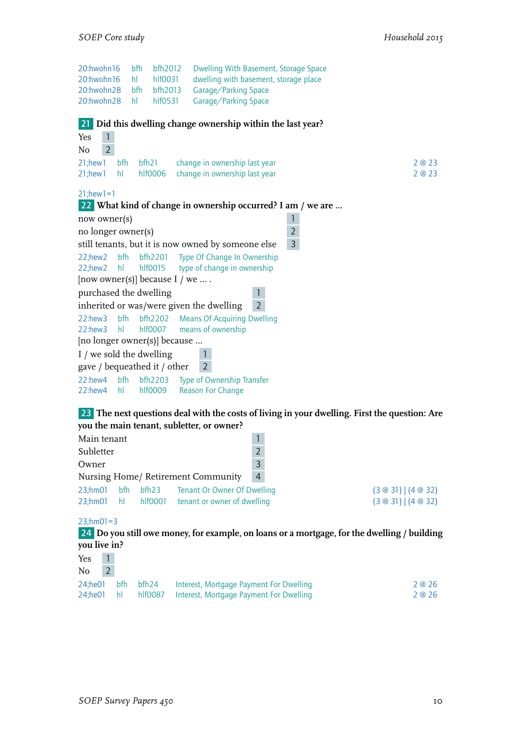| | | | | |
|---|---|---|---|---|
| 20:hwohn16 | bfh | bfh2012 | Dwelling With Basement, Storage Space | |
| 20:hwohn16 | hl | hlf0031 | dwelling with basement, storage place | |
| 20:hwohn28 | bfh | bfh2013 | Garage/Parking Space | |
| 20:hwohn28 | hl | hlf0531 | Garage/Parking Space | |

**21** **Did this dwelling change ownership within the last year?**

| | |
|---|---|
| Yes | 1 |
| No | 2 |

| | | | | |
|---|---|---|---|---|
| 21;hew1 | bfh | bfh21 | change in ownership last year | 2 @ 23 |
| 21;hew1 | hl | hlf0006 | change in ownership last year | 2 @ 23 |

21;hew1=1

**22** **What kind of change in ownership occurred? I am / we are ...**

| | |
|---|---|
| now owner(s) | 1 |
| no longer owner(s) | 2 |
| still tenants, but it is now owned by someone else | 3 |

| | | | |
|---|---|---|---|
| 22;hew2 | bfh | bfh2201 | Type Of Change In Ownership |
| 22;hew2 | hl | hlf0015 | type of change in ownership |

[now owner(s)] because I / we ... .

| | |
|---|---|
| purchased the dwelling | 1 |
| inherited or was/were given the dwelling | 2 |

| | | | |
|---|---|---|---|
| 22:hew3 | bfh | bfh2202 | Means Of Acquiring Dwelling |
| 22:hew3 | hl | hlf0007 | means of ownership |

[no longer owner(s)] because ...

| | |
|---|---|
| I / we sold the dwelling | 1 |
| gave / bequeathed it / other | 2 |

| | | | |
|---|---|---|---|
| 22:hew4 | bfh | bfh2203 | Type of Ownership Transfer |
| 22:hew4 | hl | hlf0009 | Reason For Change |

**23** **The next questions deal with the costs of living in your dwelling. First the question: Are you the main tenant, subletter, or owner?**

| | |
|---|---|
| Main tenant | 1 |
| Subletter | 2 |
| Owner | 3 |
| Nursing Home/ Retirement Community | 4 |

| | | | | |
|---|---|---|---|---|
| 23;hm01 | bfh | bfh23 | Tenant Or Owner Of Dwelling | (3 @ 31) \| (4 @ 32) |
| 23;hm01 | hl | hlf0001 | tenant or owner of dwelling | (3 @ 31) \| (4 @ 32) |

23;hm01=3

**24** **Do you still owe money, for example, on loans or a mortgage, for the dwelling / building you live in?**

| | |
|---|---|
| Yes | 1 |
| No | 2 |

| | | | | |
|---|---|---|---|---|
| 24;he01 | bfh | bfh24 | Interest, Mortgage Payment For Dwelling | 2 @ 26 |
| 24;he01 | hl | hlf0087 | Interest, Mortgage Payment For Dwelling | 2 @ 26 |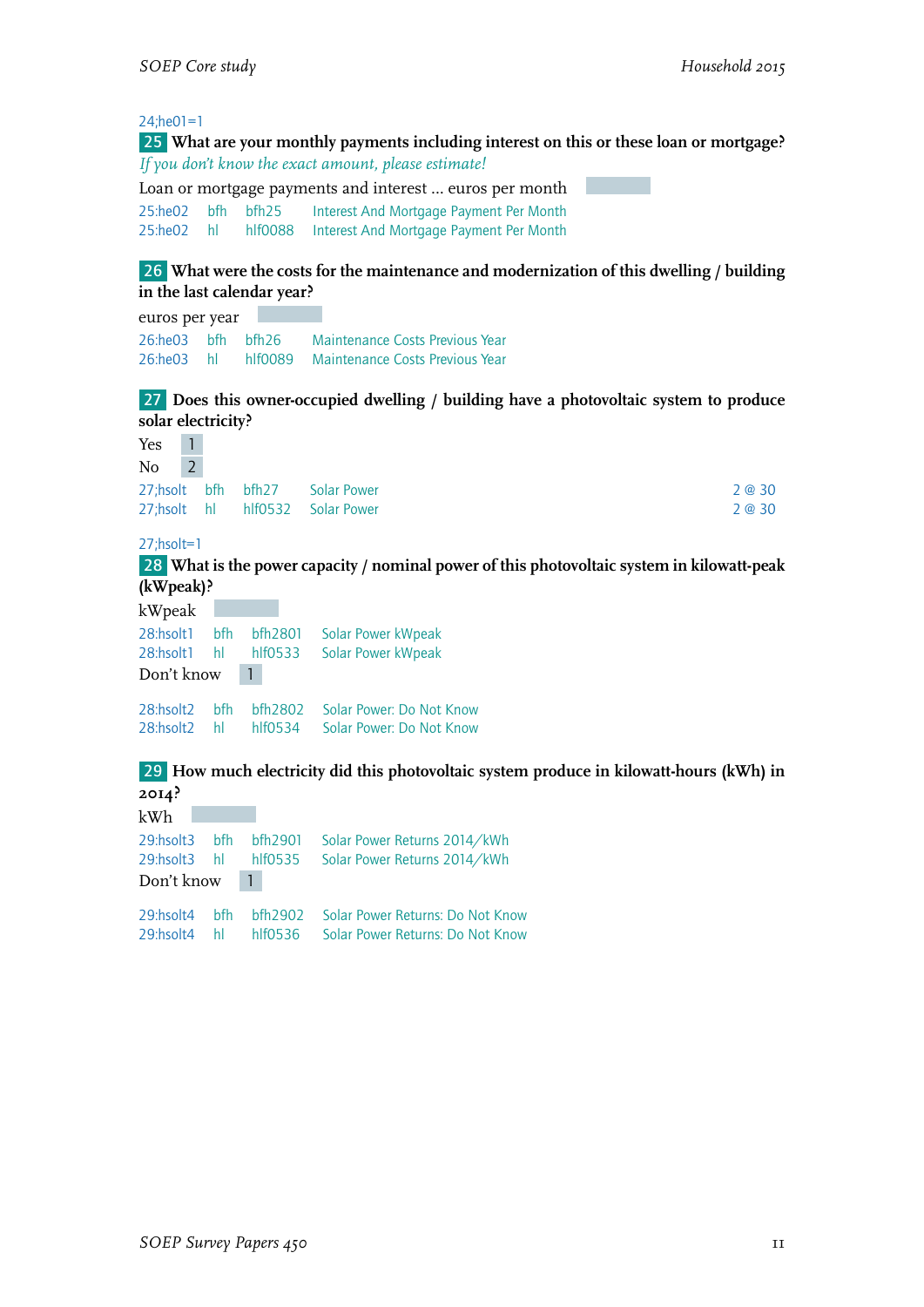24;he01=1

**25** **What are your monthly payments including interest on this or these loan or mortgage?**

*If you don't know the exact amount, please estimate!*

Loan or mortgage payments and interest ... euros per month

| | | | |
|---|---|---|---|
| 25:he02 | bfh | bfh25 | Interest And Mortgage Payment Per Month |
| 25:he02 | hl | hlf0088 | Interest And Mortgage Payment Per Month |

**26** **What were the costs for the maintenance and modernization of this dwelling / building in the last calendar year?**

euros per year

| | | | |
|---|---|---|---|
| 26:he03 | bfh | bfh26 | Maintenance Costs Previous Year |
| 26:he03 | hl | hlf0089 | Maintenance Costs Previous Year |

**27** **Does this owner-occupied dwelling / building have a photovoltaic system to produce solar electricity?**

Yes 1

No 2

| | | | | |
|---|---|---|---|---|
| 27;hsolt | bfh | bfh27 | Solar Power | 2 @ 30 |
| 27;hsolt | hl | hlf0532 | Solar Power | 2 @ 30 |

27;hsolt=1

**28** **What is the power capacity / nominal power of this photovoltaic system in kilowatt-peak (kWpeak)?**

kWpeak

| | | | |
|---|---|---|---|
| 28:hsolt1 | bfh | bfh2801 | Solar Power kWpeak |
| 28:hsolt1 | hl | hlf0533 | Solar Power kWpeak |

Don't know 1

| | | | |
|---|---|---|---|
| 28:hsolt2 | bfh | bfh2802 | Solar Power: Do Not Know |
| 28:hsolt2 | hl | hlf0534 | Solar Power: Do Not Know |

**29** **How much electricity did this photovoltaic system produce in kilowatt-hours (kWh) in 2014?**

kWh

| | | | |
|---|---|---|---|
| 29:hsolt3 | bfh | bfh2901 | Solar Power Returns 2014/kWh |
| 29:hsolt3 | hl | hlf0535 | Solar Power Returns 2014/kWh |

Don't know 1

| | | | |
|---|---|---|---|
| 29:hsolt4 | bfh | bfh2902 | Solar Power Returns: Do Not Know |
| 29:hsolt4 | hl | hlf0536 | Solar Power Returns: Do Not Know |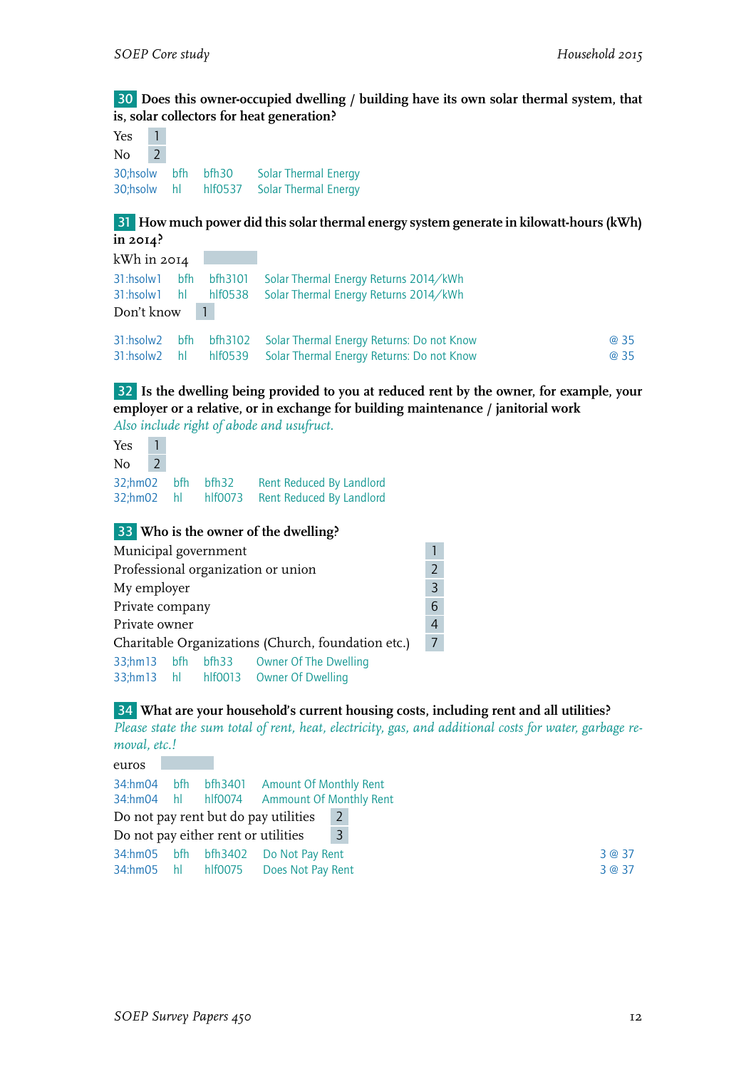**30** **Does this owner-occupied dwelling / building have its own solar thermal system, that is, solar collectors for heat generation?**

Yes 1
No 2

30;hsolw bfh bfh30 Solar Thermal Energy
30;hsolw hl hlf0537 Solar Thermal Energy

**31** **How much power did this solar thermal energy system generate in kilowatt-hours (kWh) in 2014?**

kWh in 2014

31:hsolw1 bfh bfh3101 Solar Thermal Energy Returns 2014/kWh
31:hsolw1 hl hlf0538 Solar Thermal Energy Returns 2014/kWh

Don't know 1

31:hsolw2 bfh bfh3102 Solar Thermal Energy Returns: Do not Know @ 35
31:hsolw2 hl hlf0539 Solar Thermal Energy Returns: Do not Know @ 35

**32** **Is the dwelling being provided to you at reduced rent by the owner, for example, your employer or a relative, or in exchange for building maintenance / janitorial work**

*Also include right of abode and usufruct.*

Yes 1
No 2

32;hm02 bfh bfh32 Rent Reduced By Landlord
32;hm02 hl hlf0073 Rent Reduced By Landlord

**33** **Who is the owner of the dwelling?**

Municipal government 1
Professional organization or union 2
My employer 3
Private company 6
Private owner 4
Charitable Organizations (Church, foundation etc.) 7

33;hm13 bfh bfh33 Owner Of The Dwelling
33;hm13 hl hlf0013 Owner Of Dwelling

**34** **What are your household's current housing costs, including rent and all utilities?**

*Please state the sum total of rent, heat, electricity, gas, and additional costs for water, garbage removal, etc.!*

euros

34:hm04 bfh bfh3401 Amount Of Monthly Rent
34:hm04 hl hlf0074 Ammount Of Monthly Rent

Do not pay rent but do pay utilities 2
Do not pay either rent or utilities 3

34:hm05 bfh bfh3402 Do Not Pay Rent 3 @ 37
34:hm05 hl hlf0075 Does Not Pay Rent 3 @ 37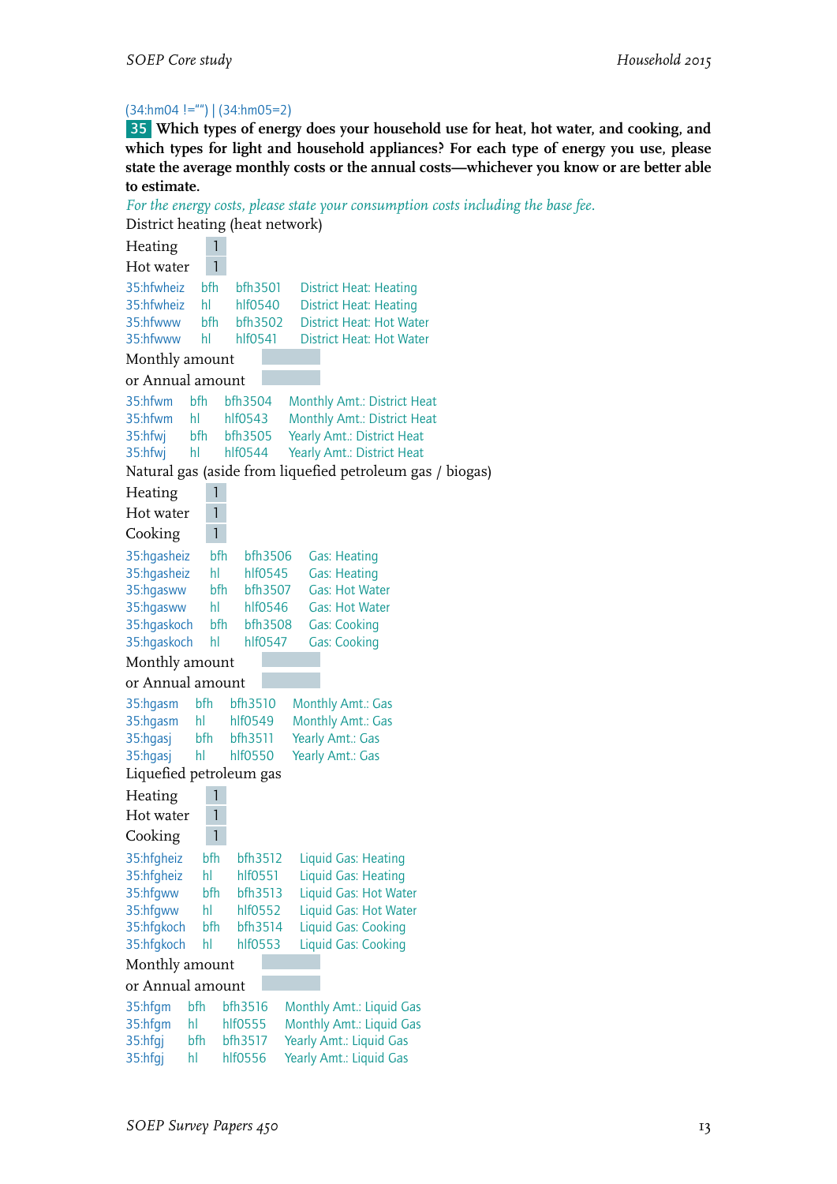(34:hm04 !="") | (34:hm05=2)

**35** **Which types of energy does your household use for heat, hot water, and cooking, and which types for light and household appliances? For each type of energy you use, please state the average monthly costs or the annual costs—whichever you know or are better able to estimate.**

*For the energy costs, please state your consumption costs including the base fee.*

District heating (heat network)

Heating 1
Hot water 1

| | | | |
|---|---|---|---|
| 35:hfwheiz | bfh | bfh3501 | District Heat: Heating |
| 35:hfwheiz | hl | hlf0540 | District Heat: Heating |
| 35:hfwww | bfh | bfh3502 | District Heat: Hot Water |
| 35:hfwww | hl | hlf0541 | District Heat: Hot Water |

Monthly amount
or Annual amount

| | | | |
|---|---|---|---|
| 35:hfwm | bfh | bfh3504 | Monthly Amt.: District Heat |
| 35:hfwm | hl | hlf0543 | Monthly Amt.: District Heat |
| 35:hfwj | bfh | bfh3505 | Yearly Amt.: District Heat |
| 35:hfwj | hl | hlf0544 | Yearly Amt.: District Heat |

Natural gas (aside from liquefied petroleum gas / biogas)

Heating 1
Hot water 1
Cooking 1

| | | | |
|---|---|---|---|
| 35:hgasheiz | bfh | bfh3506 | Gas: Heating |
| 35:hgasheiz | hl | hlf0545 | Gas: Heating |
| 35:hgasww | bfh | bfh3507 | Gas: Hot Water |
| 35:hgasww | hl | hlf0546 | Gas: Hot Water |
| 35:hgaskoch | bfh | bfh3508 | Gas: Cooking |
| 35:hgaskoch | hl | hlf0547 | Gas: Cooking |

Monthly amount
or Annual amount

| | | | |
|---|---|---|---|
| 35:hgasm | bfh | bfh3510 | Monthly Amt.: Gas |
| 35:hgasm | hl | hlf0549 | Monthly Amt.: Gas |
| 35:hgasj | bfh | bfh3511 | Yearly Amt.: Gas |
| 35:hgasj | hl | hlf0550 | Yearly Amt.: Gas |

Liquefied petroleum gas

Heating 1
Hot water 1
Cooking 1

| | | | |
|---|---|---|---|
| 35:hfgheiz | bfh | bfh3512 | Liquid Gas: Heating |
| 35:hfgheiz | hl | hlf0551 | Liquid Gas: Heating |
| 35:hfgww | bfh | bfh3513 | Liquid Gas: Hot Water |
| 35:hfgww | hl | hlf0552 | Liquid Gas: Hot Water |
| 35:hfgkoch | bfh | bfh3514 | Liquid Gas: Cooking |
| 35:hfgkoch | hl | hlf0553 | Liquid Gas: Cooking |

Monthly amount
or Annual amount

| | | | |
|---|---|---|---|
| 35:hfgm | bfh | bfh3516 | Monthly Amt.: Liquid Gas |
| 35:hfgm | hl | hlf0555 | Monthly Amt.: Liquid Gas |
| 35:hfgj | bfh | bfh3517 | Yearly Amt.: Liquid Gas |
| 35:hfgj | hl | hlf0556 | Yearly Amt.: Liquid Gas |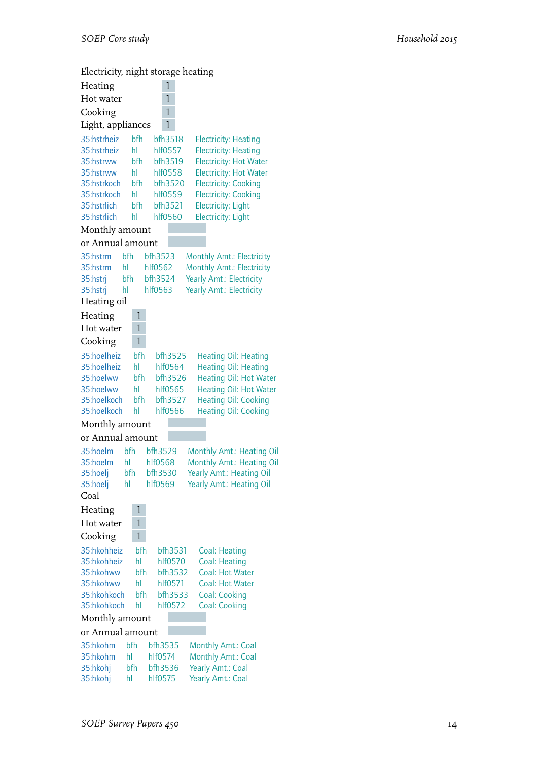Electricity, night storage heating

Heating 1
Hot water 1
Cooking 1
Light, appliances 1

| | | | |
|---|---|---|---|
| 35:hstrheiz | bfh | bfh3518 | Electricity: Heating |
| 35:hstrheiz | hl | hlf0557 | Electricity: Heating |
| 35:hstrww | bfh | bfh3519 | Electricity: Hot Water |
| 35:hstrww | hl | hlf0558 | Electricity: Hot Water |
| 35:hstrkoch | bfh | bfh3520 | Electricity: Cooking |
| 35:hstrkoch | hl | hlf0559 | Electricity: Cooking |
| 35:hstrlich | bfh | bfh3521 | Electricity: Light |
| 35:hstrlich | hl | hlf0560 | Electricity: Light |

Monthly amount
or Annual amount

| | | | |
|---|---|---|---|
| 35:hstrm | bfh | bfh3523 | Monthly Amt.: Electricity |
| 35:hstrm | hl | hlf0562 | Monthly Amt.: Electricity |
| 35:hstrj | bfh | bfh3524 | Yearly Amt.: Electricity |
| 35:hstrj | hl | hlf0563 | Yearly Amt.: Electricity |

Heating oil

Heating 1
Hot water 1
Cooking 1

| | | | |
|---|---|---|---|
| 35:hoelheiz | bfh | bfh3525 | Heating Oil: Heating |
| 35:hoelheiz | hl | hlf0564 | Heating Oil: Heating |
| 35:hoelww | bfh | bfh3526 | Heating Oil: Hot Water |
| 35:hoelww | hl | hlf0565 | Heating Oil: Hot Water |
| 35:hoelkoch | bfh | bfh3527 | Heating Oil: Cooking |
| 35:hoelkoch | hl | hlf0566 | Heating Oil: Cooking |

Monthly amount
or Annual amount

| | | | |
|---|---|---|---|
| 35:hoelm | bfh | bfh3529 | Monthly Amt.: Heating Oil |
| 35:hoelm | hl | hlf0568 | Monthly Amt.: Heating Oil |
| 35:hoelj | bfh | bfh3530 | Yearly Amt.: Heating Oil |
| 35:hoelj | hl | hlf0569 | Yearly Amt.: Heating Oil |

Coal

Heating 1
Hot water 1
Cooking 1

| | | | |
|---|---|---|---|
| 35:hkohheiz | bfh | bfh3531 | Coal: Heating |
| 35:hkohheiz | hl | hlf0570 | Coal: Heating |
| 35:hkohww | bfh | bfh3532 | Coal: Hot Water |
| 35:hkohww | hl | hlf0571 | Coal: Hot Water |
| 35:hkohkoch | bfh | bfh3533 | Coal: Cooking |
| 35:hkohkoch | hl | hlf0572 | Coal: Cooking |

Monthly amount
or Annual amount

| | | | |
|---|---|---|---|
| 35:hkohm | bfh | bfh3535 | Monthly Amt.: Coal |
| 35:hkohm | hl | hlf0574 | Monthly Amt.: Coal |
| 35:hkohj | bfh | bfh3536 | Yearly Amt.: Coal |
| 35:hkohj | hl | hlf0575 | Yearly Amt.: Coal |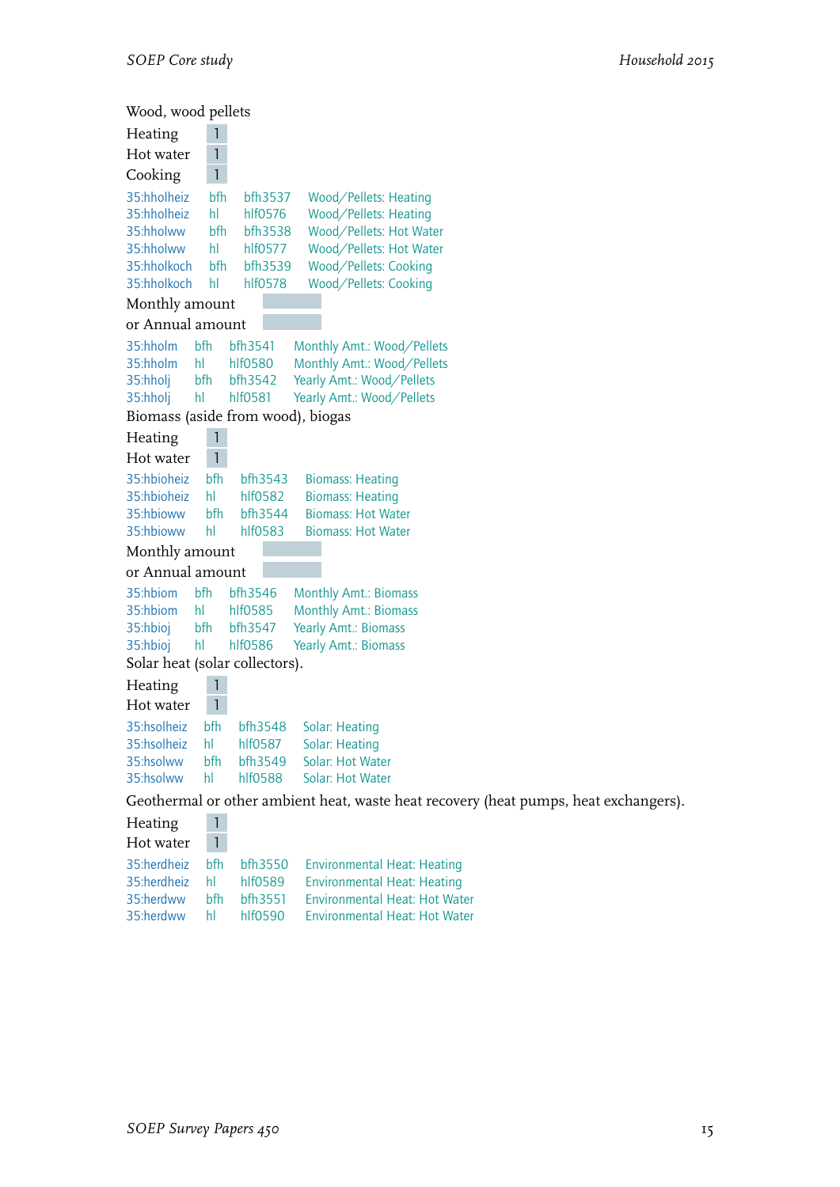Wood, wood pellets

Heating 1

Hot water 1

Cooking 1

| | | | |
|---|---|---|---|
| 35:hholheiz | bfh | bfh3537 | Wood/Pellets: Heating |
| 35:hholheiz | hl | hlf0576 | Wood/Pellets: Heating |
| 35:hholww | bfh | bfh3538 | Wood/Pellets: Hot Water |
| 35:hholww | hl | hlf0577 | Wood/Pellets: Hot Water |
| 35:hholkoch | bfh | bfh3539 | Wood/Pellets: Cooking |
| 35:hholkoch | hl | hlf0578 | Wood/Pellets: Cooking |

Monthly amount

or Annual amount

| | | | |
|---|---|---|---|
| 35:hholm | bfh | bfh3541 | Monthly Amt.: Wood/Pellets |
| 35:hholm | hl | hlf0580 | Monthly Amt.: Wood/Pellets |
| 35:hholj | bfh | bfh3542 | Yearly Amt.: Wood/Pellets |
| 35:hholj | hl | hlf0581 | Yearly Amt.: Wood/Pellets |

Biomass (aside from wood), biogas

Heating 1

Hot water 1

| | | | |
|---|---|---|---|
| 35:hbioheiz | bfh | bfh3543 | Biomass: Heating |
| 35:hbioheiz | hl | hlf0582 | Biomass: Heating |
| 35:hbioww | bfh | bfh3544 | Biomass: Hot Water |
| 35:hbioww | hl | hlf0583 | Biomass: Hot Water |

Monthly amount

or Annual amount

| | | | |
|---|---|---|---|
| 35:hbiom | bfh | bfh3546 | Monthly Amt.: Biomass |
| 35:hbiom | hl | hlf0585 | Monthly Amt.: Biomass |
| 35:hbioj | bfh | bfh3547 | Yearly Amt.: Biomass |
| 35:hbioj | hl | hlf0586 | Yearly Amt.: Biomass |

Solar heat (solar collectors).

Heating 1

Hot water 1

| | | | |
|---|---|---|---|
| 35:hsolheiz | bfh | bfh3548 | Solar: Heating |
| 35:hsolheiz | hl | hlf0587 | Solar: Heating |
| 35:hsolww | bfh | bfh3549 | Solar: Hot Water |
| 35:hsolww | hl | hlf0588 | Solar: Hot Water |

Geothermal or other ambient heat, waste heat recovery (heat pumps, heat exchangers).

Heating 1

Hot water 1

| | | | |
|---|---|---|---|
| 35:herdheiz | bfh | bfh3550 | Environmental Heat: Heating |
| 35:herdheiz | hl | hlf0589 | Environmental Heat: Heating |
| 35:herdww | bfh | bfh3551 | Environmental Heat: Hot Water |
| 35:herdww | hl | hlf0590 | Environmental Heat: Hot Water |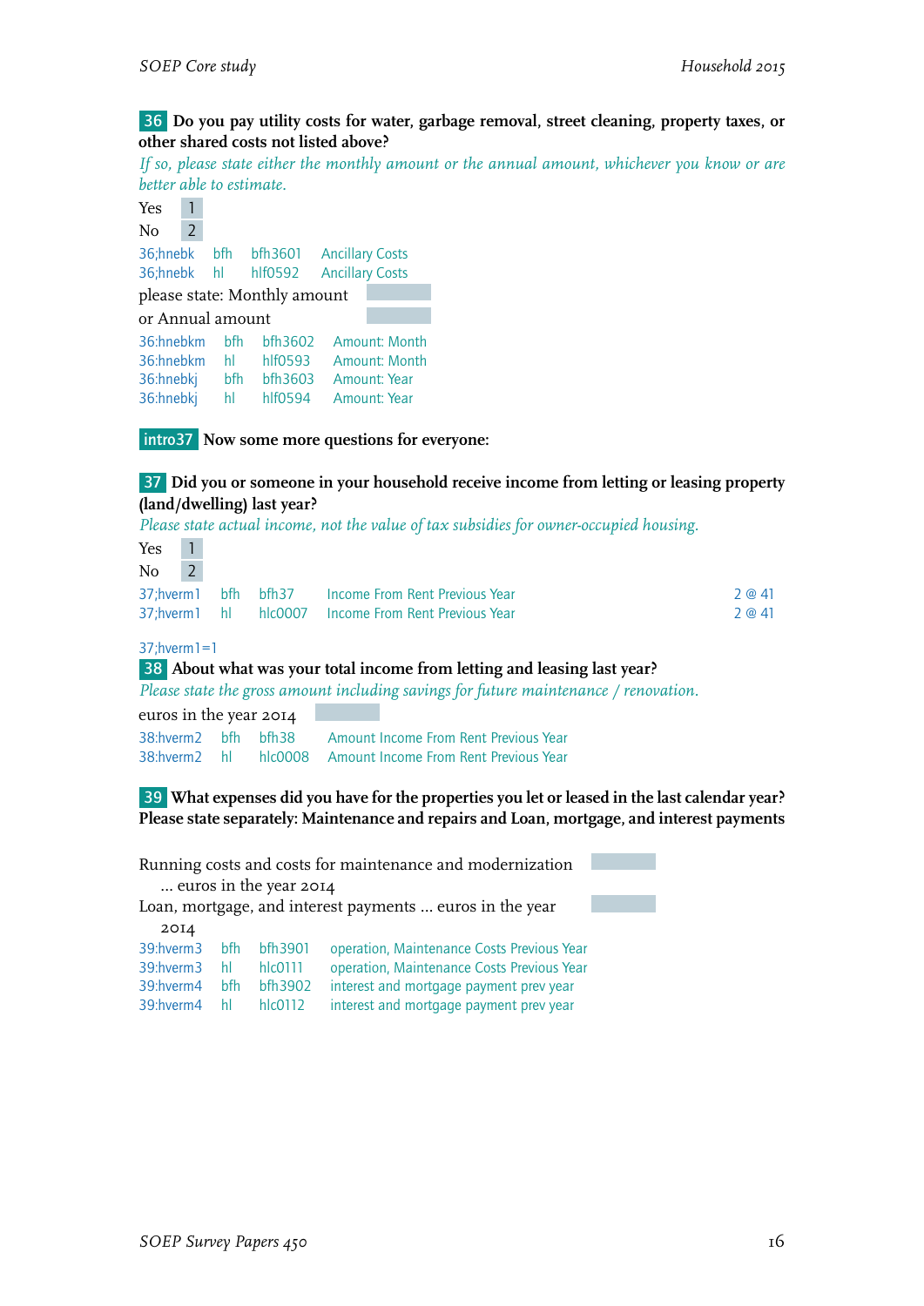**36** **Do you pay utility costs for water, garbage removal, street cleaning, property taxes, or other shared costs not listed above?**

*If so, please state either the monthly amount or the annual amount, whichever you know or are better able to estimate.*

Yes 1
No 2

| | | | |
|---|---|---|---|
| 36;hnebk | bfh | bfh3601 | Ancillary Costs |
| 36;hnebk | hl | hlf0592 | Ancillary Costs |

please state: Monthly amount

or Annual amount

| | | | |
|---|---|---|---|
| 36:hnebkm | bfh | bfh3602 | Amount: Month |
| 36:hnebkm | hl | hlf0593 | Amount: Month |
| 36:hnebkj | bfh | bfh3603 | Amount: Year |
| 36:hnebkj | hl | hlf0594 | Amount: Year |

**intro37** **Now some more questions for everyone:**

**37** **Did you or someone in your household receive income from letting or leasing property (land/dwelling) last year?**

*Please state actual income, not the value of tax subsidies for owner-occupied housing.*

Yes 1
No 2

| | | | | |
|---|---|---|---|---|
| 37;hverm1 | bfh | bfh37 | Income From Rent Previous Year | 2 @ 41 |
| 37;hverm1 | hl | hlc0007 | Income From Rent Previous Year | 2 @ 41 |

37;hverm1=1

**38** **About what was your total income from letting and leasing last year?**

*Please state the gross amount including savings for future maintenance / renovation.*

euros in the year 2014

| | | | |
|---|---|---|---|
| 38:hverm2 | bfh | bfh38 | Amount Income From Rent Previous Year |
| 38:hverm2 | hl | hlc0008 | Amount Income From Rent Previous Year |

**39** **What expenses did you have for the properties you let or leased in the last calendar year? Please state separately: Maintenance and repairs and Loan, mortgage, and interest payments**

Running costs and costs for maintenance and modernization ... euros in the year 2014

Loan, mortgage, and interest payments ... euros in the year 2014

| | | | |
|---|---|---|---|
| 39:hverm3 | bfh | bfh3901 | operation, Maintenance Costs Previous Year |
| 39:hverm3 | hl | hlc0111 | operation, Maintenance Costs Previous Year |
| 39:hverm4 | bfh | bfh3902 | interest and mortgage payment prev year |
| 39:hverm4 | hl | hlc0112 | interest and mortgage payment prev year |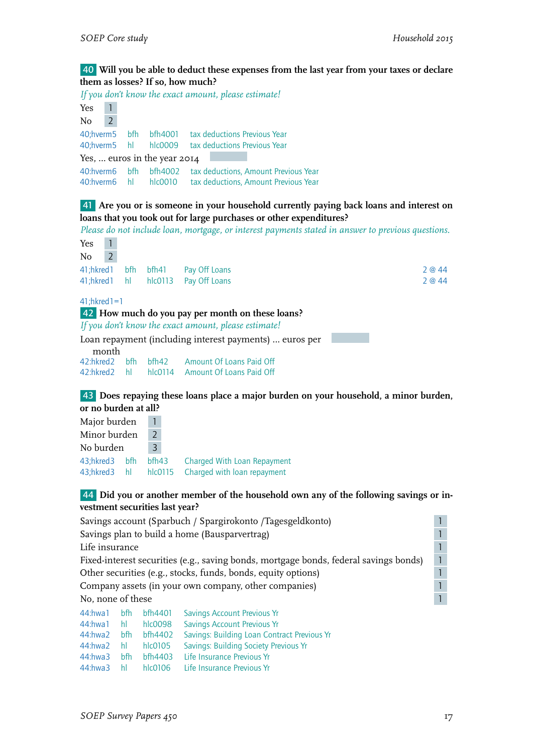**40** **Will you be able to deduct these expenses from the last year from your taxes or declare them as losses? If so, how much?**

*If you don't know the exact amount, please estimate!*

Yes 1

No 2

| | | | |
|---|---|---|---|
| 40;hverm5 | bfh | bfh4001 | tax deductions Previous Year |
| 40;hverm5 | hl | hlc0009 | tax deductions Previous Year |

Yes, ... euros in the year 2014

| | | | |
|---|---|---|---|
| 40:hverm6 | bfh | bfh4002 | tax deductions, Amount Previous Year |
| 40:hverm6 | hl | hlc0010 | tax deductions, Amount Previous Year |

**41** **Are you or is someone in your household currently paying back loans and interest on loans that you took out for large purchases or other expenditures?**

*Please do not include loan, mortgage, or interest payments stated in answer to previous questions.*

Yes 1

No 2

| | | | | |
|---|---|---|---|---|
| 41;hkred1 | bfh | bfh41 | Pay Off Loans | 2 @ 44 |
| 41;hkred1 | hl | hlc0113 | Pay Off Loans | 2 @ 44 |

41;hkred1=1

**42** **How much do you pay per month on these loans?**

*If you don't know the exact amount, please estimate!*

Loan repayment (including interest payments) ... euros per month

| | | | |
|---|---|---|---|
| 42:hkred2 | bfh | bfh42 | Amount Of Loans Paid Off |
| 42:hkred2 | hl | hlc0114 | Amount Of Loans Paid Off |

**43** **Does repaying these loans place a major burden on your household, a minor burden, or no burden at all?**

Major burden 1

Minor burden 2

No burden 3

| | | | |
|---|---|---|---|
| 43;hkred3 | bfh | bfh43 | Charged With Loan Repayment |
| 43;hkred3 | hl | hlc0115 | Charged with loan repayment |

**44** **Did you or another member of the household own any of the following savings or investment securities last year?**

| | |
|---|---|
| Savings account (Sparbuch / Spargirokonto /Tagesgeldkonto) | 1 |
| Savings plan to build a home (Bausparvertrag) | 1 |
| Life insurance | 1 |
| Fixed-interest securities (e.g., saving bonds, mortgage bonds, federal savings bonds) | 1 |
| Other securities (e.g., stocks, funds, bonds, equity options) | 1 |
| Company assets (in your own company, other companies) | 1 |
| No, none of these | 1 |

| | | | |
|---|---|---|---|
| 44:hwa1 | bfh | bfh4401 | Savings Account Previous Yr |
| 44:hwa1 | hl | hlc0098 | Savings Account Previous Yr |
| 44:hwa2 | bfh | bfh4402 | Savings: Building Loan Contract Previous Yr |
| 44:hwa2 | hl | hlc0105 | Savings: Building Society Previous Yr |
| 44:hwa3 | bfh | bfh4403 | Life Insurance Previous Yr |
| 44:hwa3 | hl | hlc0106 | Life Insurance Previous Yr |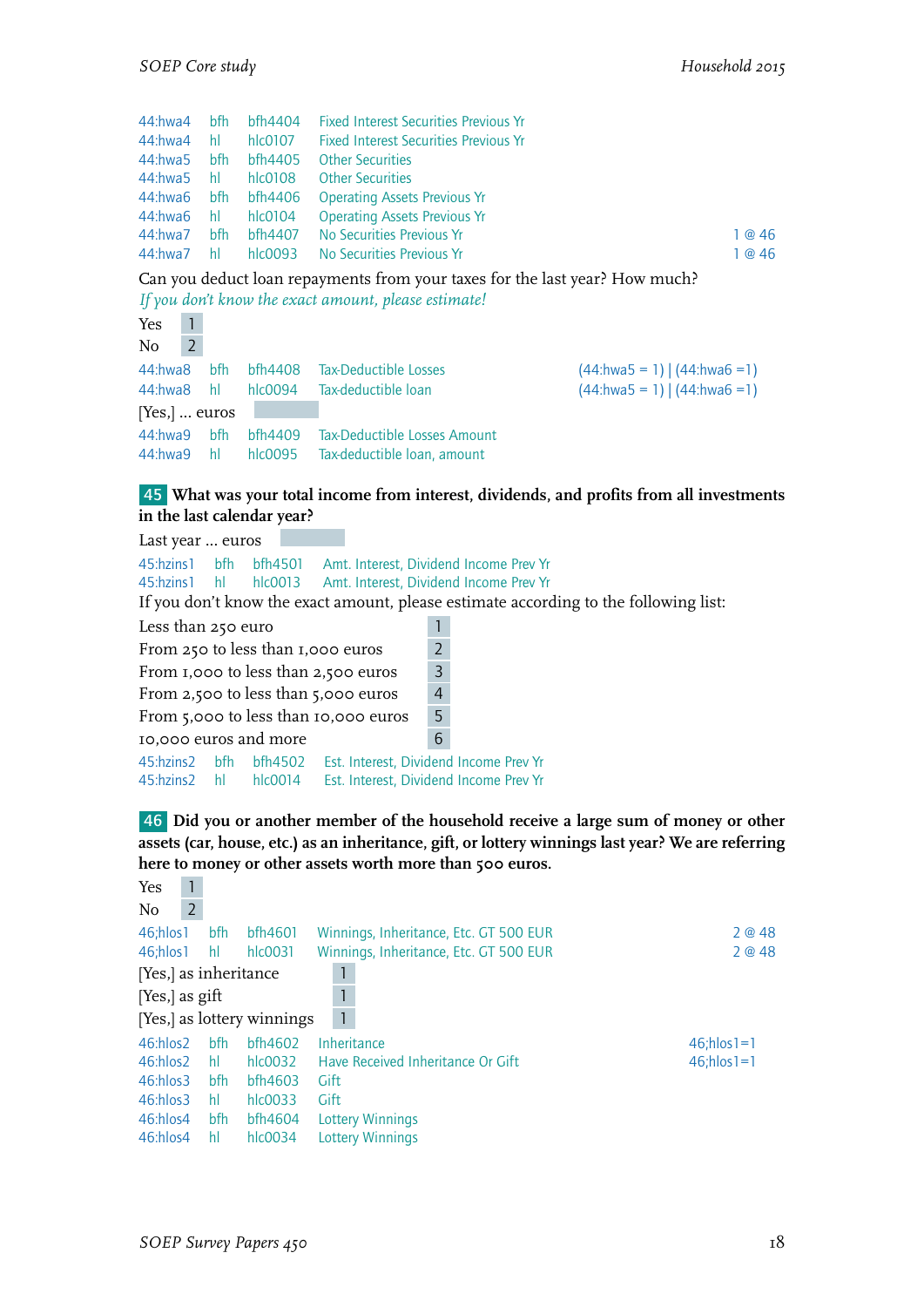| | | | | |
|---|---|---|---|---|
| 44:hwa4 | bfh | bfh4404 | Fixed Interest Securities Previous Yr | |
| 44:hwa4 | hl | hlc0107 | Fixed Interest Securities Previous Yr | |
| 44:hwa5 | bfh | bfh4405 | Other Securities | |
| 44:hwa5 | hl | hlc0108 | Other Securities | |
| 44:hwa6 | bfh | bfh4406 | Operating Assets Previous Yr | |
| 44:hwa6 | hl | hlc0104 | Operating Assets Previous Yr | |
| 44:hwa7 | bfh | bfh4407 | No Securities Previous Yr | 1 @ 46 |
| 44:hwa7 | hl | hlc0093 | No Securities Previous Yr | 1 @ 46 |

Can you deduct loan repayments from your taxes for the last year? How much?
*If you don't know the exact amount, please estimate!*

| | |
|---|---|
| Yes | 1 |
| No | 2 |

| | | | | |
|---|---|---|---|---|
| 44:hwa8 | bfh | bfh4408 | Tax-Deductible Losses | (44:hwa5 = 1) \| (44:hwa6 =1) |
| 44:hwa8 | hl | hlc0094 | Tax-deductible loan | (44:hwa5 = 1) \| (44:hwa6 =1) |

[Yes,] ... euros

| | | | |
|---|---|---|---|
| 44:hwa9 | bfh | bfh4409 | Tax-Deductible Losses Amount |
| 44:hwa9 | hl | hlc0095 | Tax-deductible loan, amount |

**45 What was your total income from interest, dividends, and profits from all investments in the last calendar year?**

Last year ... euros

| | | | |
|---|---|---|---|
| 45:hzins1 | bfh | bfh4501 | Amt. Interest, Dividend Income Prev Yr |
| 45:hzins1 | hl | hlc0013 | Amt. Interest, Dividend Income Prev Yr |

If you don't know the exact amount, please estimate according to the following list:

| | |
|---|---|
| Less than 250 euro | 1 |
| From 250 to less than 1,000 euros | 2 |
| From 1,000 to less than 2,500 euros | 3 |
| From 2,500 to less than 5,000 euros | 4 |
| From 5,000 to less than 10,000 euros | 5 |
| 10,000 euros and more | 6 |

| | | | |
|---|---|---|---|
| 45:hzins2 | bfh | bfh4502 | Est. Interest, Dividend Income Prev Yr |
| 45:hzins2 | hl | hlc0014 | Est. Interest, Dividend Income Prev Yr |

**46 Did you or another member of the household receive a large sum of money or other assets (car, house, etc.) as an inheritance, gift, or lottery winnings last year? We are referring here to money or other assets worth more than 500 euros.**

| | |
|---|---|
| Yes | 1 |
| No | 2 |

| | | | | |
|---|---|---|---|---|
| 46;hlos1 | bfh | bfh4601 | Winnings, Inheritance, Etc. GT 500 EUR | 2 @ 48 |
| 46;hlos1 | hl | hlc0031 | Winnings, Inheritance, Etc. GT 500 EUR | 2 @ 48 |

| | |
|---|---|
| [Yes,] as inheritance | 1 |
| [Yes,] as gift | 1 |
| [Yes,] as lottery winnings | 1 |

| | | | | |
|---|---|---|---|---|
| 46:hlos2 | bfh | bfh4602 | Inheritance | 46;hlos1=1 |
| 46:hlos2 | hl | hlc0032 | Have Received Inheritance Or Gift | 46;hlos1=1 |
| 46:hlos3 | bfh | bfh4603 | Gift | |
| 46:hlos3 | hl | hlc0033 | Gift | |
| 46:hlos4 | bfh | bfh4604 | Lottery Winnings | |
| 46:hlos4 | hl | hlc0034 | Lottery Winnings | |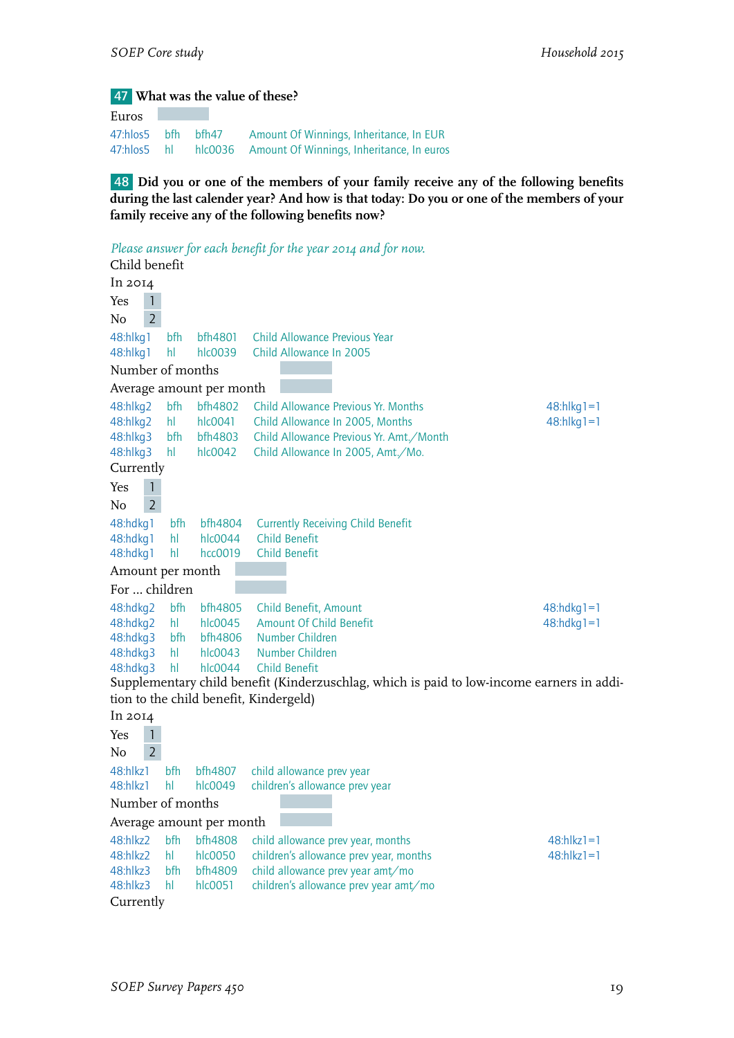**47** **What was the value of these?**

Euros

| | | | | |
|---|---|---|---|---|
| 47:hlos5 | bfh | bfh47 | Amount Of Winnings, Inheritance, In EUR | |
| 47:hlos5 | hl | hlc0036 | Amount Of Winnings, Inheritance, In euros | |

**48** **Did you or one of the members of your family receive any of the following benefits during the last calender year? And how is that today: Do you or one of the members of your family receive any of the following benefits now?**

*Please answer for each benefit for the year 2014 and for now.*

Child benefit

In 2014

Yes 1

No 2

| | | | | |
|---|---|---|---|---|
| 48:hlkg1 | bfh | bfh4801 | Child Allowance Previous Year | |
| 48:hlkg1 | hl | hlc0039 | Child Allowance In 2005 | |

Number of months

Average amount per month

| | | | | |
|---|---|---|---|---|
| 48:hlkg2 | bfh | bfh4802 | Child Allowance Previous Yr. Months | 48:hlkg1=1 |
| 48:hlkg2 | hl | hlc0041 | Child Allowance In 2005, Months | 48:hlkg1=1 |
| 48:hlkg3 | bfh | bfh4803 | Child Allowance Previous Yr. Amt./Month | |
| 48:hlkg3 | hl | hlc0042 | Child Allowance In 2005, Amt./Mo. | |

Currently

Yes 1

No 2

| | | | | |
|---|---|---|---|---|
| 48:hdkg1 | bfh | bfh4804 | Currently Receiving Child Benefit | |
| 48:hdkg1 | hl | hlc0044 | Child Benefit | |
| 48:hdkg1 | hl | hcc0019 | Child Benefit | |

Amount per month

For ... children

| | | | | |
|---|---|---|---|---|
| 48:hdkg2 | bfh | bfh4805 | Child Benefit, Amount | 48:hdkg1=1 |
| 48:hdkg2 | hl | hlc0045 | Amount Of Child Benefit | 48:hdkg1=1 |
| 48:hdkg3 | bfh | bfh4806 | Number Children | |
| 48:hdkg3 | hl | hlc0043 | Number Children | |
| 48:hdkg3 | hl | hlc0044 | Child Benefit | |

Supplementary child benefit (Kinderzuschlag, which is paid to low-income earners in addition to the child benefit, Kindergeld)

In 2014

Yes 1

No 2

| | | | | |
|---|---|---|---|---|
| 48:hlkz1 | bfh | bfh4807 | child allowance prev year | |
| 48:hlkz1 | hl | hlc0049 | children's allowance prev year | |

Number of months

Average amount per month

| | | | | |
|---|---|---|---|---|
| 48:hlkz2 | bfh | bfh4808 | child allowance prev year, months | 48:hlkz1=1 |
| 48:hlkz2 | hl | hlc0050 | children's allowance prev year, months | 48:hlkz1=1 |
| 48:hlkz3 | bfh | bfh4809 | child allowance prev year amt/mo | |
| 48:hlkz3 | hl | hlc0051 | children's allowance prev year amt/mo | |

Currently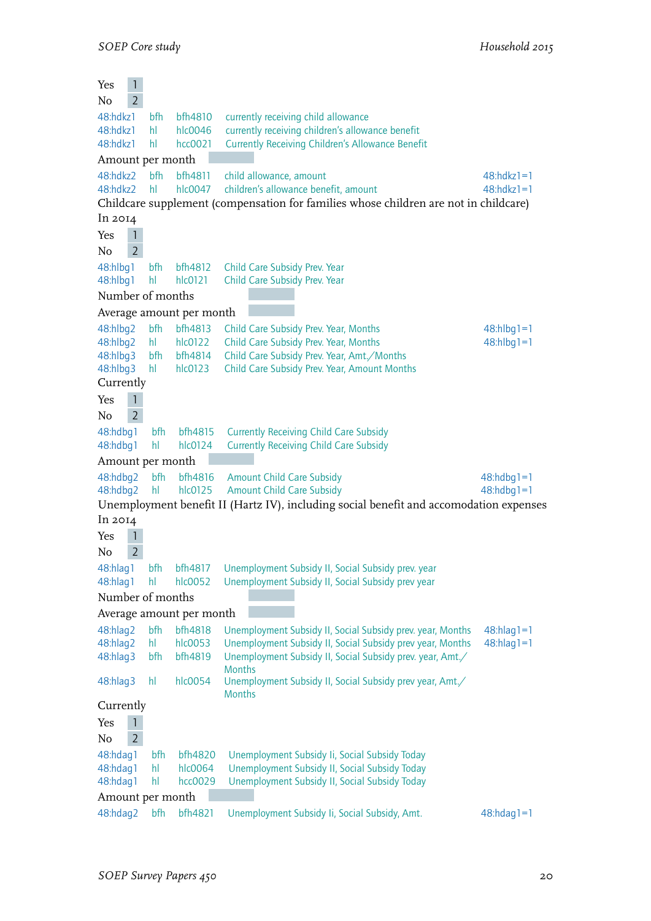Yes 1
No 2

| | | | | |
|---|---|---|---|---|
| 48:hdkz1 | bfh | bfh4810 | currently receiving child allowance | |
| 48:hdkz1 | hl | hlc0046 | currently receiving children's allowance benefit | |
| 48:hdkz1 | hl | hcc0021 | Currently Receiving Children's Allowance Benefit | |

Amount per month

| | | | | |
|---|---|---|---|---|
| 48:hdkz2 | bfh | bfh4811 | child allowance, amount | 48:hdkz1=1 |
| 48:hdkz2 | hl | hlc0047 | children's allowance benefit, amount | 48:hdkz1=1 |

Childcare supplement (compensation for families whose children are not in childcare)

In 2014

Yes 1
No 2

| | | | | |
|---|---|---|---|---|
| 48:hlbg1 | bfh | bfh4812 | Child Care Subsidy Prev. Year | |
| 48:hlbg1 | hl | hlc0121 | Child Care Subsidy Prev. Year | |

Number of months

Average amount per month

| | | | | |
|---|---|---|---|---|
| 48:hlbg2 | bfh | bfh4813 | Child Care Subsidy Prev. Year, Months | 48:hlbg1=1 |
| 48:hlbg2 | hl | hlc0122 | Child Care Subsidy Prev. Year, Months | 48:hlbg1=1 |
| 48:hlbg3 | bfh | bfh4814 | Child Care Subsidy Prev. Year, Amt./Months | |
| 48:hlbg3 | hl | hlc0123 | Child Care Subsidy Prev. Year, Amount Months | |

Currently

Yes 1
No 2

| | | | | |
|---|---|---|---|---|
| 48:hdbg1 | bfh | bfh4815 | Currently Receiving Child Care Subsidy | |
| 48:hdbg1 | hl | hlc0124 | Currently Receiving Child Care Subsidy | |

Amount per month

| | | | | |
|---|---|---|---|---|
| 48:hdbg2 | bfh | bfh4816 | Amount Child Care Subsidy | 48:hdbg1=1 |
| 48:hdbg2 | hl | hlc0125 | Amount Child Care Subsidy | 48:hdbg1=1 |

Unemployment benefit II (Hartz IV), including social benefit and accomodation expenses

In 2014

Yes 1
No 2

| | | | | |
|---|---|---|---|---|
| 48:hlag1 | bfh | bfh4817 | Unemployment Subsidy II, Social Subsidy prev. year | |
| 48:hlag1 | hl | hlc0052 | Unemployment Subsidy II, Social Subsidy prev year | |

Number of months

Average amount per month

| | | | | |
|---|---|---|---|---|
| 48:hlag2 | bfh | bfh4818 | Unemployment Subsidy II, Social Subsidy prev. year, Months | 48:hlag1=1 |
| 48:hlag2 | hl | hlc0053 | Unemployment Subsidy II, Social Subsidy prev year, Months | 48:hlag1=1 |
| 48:hlag3 | bfh | bfh4819 | Unemployment Subsidy II, Social Subsidy prev. year, Amt./ Months | |
| 48:hlag3 | hl | hlc0054 | Unemployment Subsidy II, Social Subsidy prev year, Amt./ Months | |

Currently

Yes 1
No 2

| | | | | |
|---|---|---|---|---|
| 48:hdag1 | bfh | bfh4820 | Unemployment Subsidy Ii, Social Subsidy Today | |
| 48:hdag1 | hl | hlc0064 | Unemployment Subsidy II, Social Subsidy Today | |
| 48:hdag1 | hl | hcc0029 | Unemployment Subsidy II, Social Subsidy Today | |

Amount per month

| | | | | |
|---|---|---|---|---|
| 48:hdag2 | bfh | bfh4821 | Unemployment Subsidy Ii, Social Subsidy, Amt. | 48:hdag1=1 |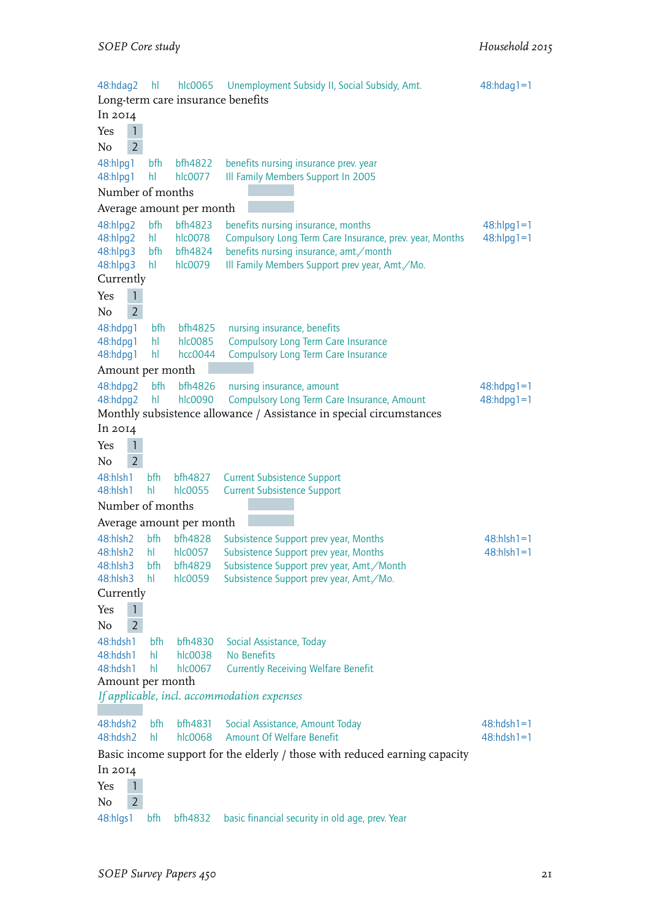48:hdag2 hl hlc0065 Unemployment Subsidy II, Social Subsidy, Amt. 48:hdag1=1

Long-term care insurance benefits

In 2014

Yes 1

No 2

48:hlpg1 bfh bfh4822 benefits nursing insurance prev. year
48:hlpg1 hl hlc0077 Ill Family Members Support In 2005

Number of months

Average amount per month

48:hlpg2 bfh bfh4823 benefits nursing insurance, months 48:hlpg1=1
48:hlpg2 hl hlc0078 Compulsory Long Term Care Insurance, prev. year, Months 48:hlpg1=1
48:hlpg3 bfh bfh4824 benefits nursing insurance, amt./month
48:hlpg3 hl hlc0079 Ill Family Members Support prev year, Amt./Mo.

Currently

Yes 1

No 2

48:hdpg1 bfh bfh4825 nursing insurance, benefits
48:hdpg1 hl hlc0085 Compulsory Long Term Care Insurance
48:hdpg1 hl hcc0044 Compulsory Long Term Care Insurance

Amount per month

48:hdpg2 bfh bfh4826 nursing insurance, amount 48:hdpg1=1
48:hdpg2 hl hlc0090 Compulsory Long Term Care Insurance, Amount 48:hdpg1=1

Monthly subsistence allowance / Assistance in special circumstances

In 2014

Yes 1

No 2

48:hlsh1 bfh bfh4827 Current Subsistence Support
48:hlsh1 hl hlc0055 Current Subsistence Support

Number of months

Average amount per month

48:hlsh2 bfh bfh4828 Subsistence Support prev year, Months 48:hlsh1=1
48:hlsh2 hl hlc0057 Subsistence Support prev year, Months 48:hlsh1=1
48:hlsh3 bfh bfh4829 Subsistence Support prev year, Amt./Month
48:hlsh3 hl hlc0059 Subsistence Support prev year, Amt./Mo.

Currently

Yes 1

No 2

48:hdsh1 bfh bfh4830 Social Assistance, Today
48:hdsh1 hl hlc0038 No Benefits
48:hdsh1 hl hlc0067 Currently Receiving Welfare Benefit

Amount per month

*If applicable, incl. accommodation expenses*

48:hdsh2 bfh bfh4831 Social Assistance, Amount Today 48:hdsh1=1
48:hdsh2 hl hlc0068 Amount Of Welfare Benefit 48:hdsh1=1

Basic income support for the elderly / those with reduced earning capacity

In 2014

Yes 1

No 2

48:hlgs1 bfh bfh4832 basic financial security in old age, prev. Year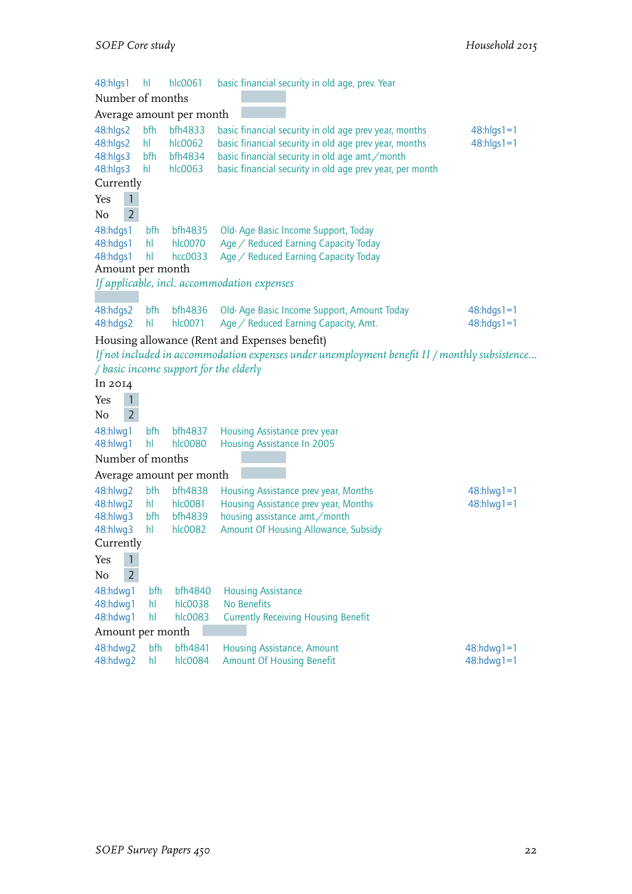48:hlgs1 hl hlc0061 basic financial security in old age, prev. Year

Number of months

Average amount per month

| | | | | |
|---|---|---|---|---|
| 48:hlgs2 | bfh | bfh4833 | basic financial security in old age prev year, months | 48:hlgs1=1 |
| 48:hlgs2 | hl | hlc0062 | basic financial security in old age prev year, months | 48:hlgs1=1 |
| 48:hlgs3 | bfh | bfh4834 | basic financial security in old age amt./month | |
| 48:hlgs3 | hl | hlc0063 | basic financial security in old age prev year, per month | |

Currently

Yes 1

No 2

| | | | |
|---|---|---|---|
| 48:hdgs1 | bfh | bfh4835 | Old- Age Basic Income Support, Today |
| 48:hdgs1 | hl | hlc0070 | Age / Reduced Earning Capacity Today |
| 48:hdgs1 | hl | hcc0033 | Age / Reduced Earning Capacity Today |

Amount per month

*If applicable, incl. accommodation expenses*

| | | | | |
|---|---|---|---|---|
| 48:hdgs2 | bfh | bfh4836 | Old- Age Basic Income Support, Amount Today | 48:hdgs1=1 |
| 48:hdgs2 | hl | hlc0071 | Age / Reduced Earning Capacity, Amt. | 48:hdgs1=1 |

Housing allowance (Rent and Expenses benefit)

*If not included in accommodation expenses under unemployment benefit II / monthly subsistence... / basic income support for the elderly*

In 2014

Yes 1

No 2

| | | | |
|---|---|---|---|
| 48:hlwg1 | bfh | bfh4837 | Housing Assistance prev year |
| 48:hlwg1 | hl | hlc0080 | Housing Assistance In 2005 |

Number of months

Average amount per month

| | | | | |
|---|---|---|---|---|
| 48:hlwg2 | bfh | bfh4838 | Housing Assistance prev year, Months | 48:hlwg1=1 |
| 48:hlwg2 | hl | hlc0081 | Housing Assistance prev year, Months | 48:hlwg1=1 |
| 48:hlwg3 | bfh | bfh4839 | housing assistance amt./month | |
| 48:hlwg3 | hl | hlc0082 | Amount Of Housing Allowance, Subsidy | |

Currently

Yes 1

No 2

| | | | |
|---|---|---|---|
| 48:hdwg1 | bfh | bfh4840 | Housing Assistance |
| 48:hdwg1 | hl | hlc0038 | No Benefits |
| 48:hdwg1 | hl | hlc0083 | Currently Receiving Housing Benefit |

Amount per month

| | | | | |
|---|---|---|---|---|
| 48:hdwg2 | bfh | bfh4841 | Housing Assistance, Amount | 48:hdwg1=1 |
| 48:hdwg2 | hl | hlc0084 | Amount Of Housing Benefit | 48:hdwg1=1 |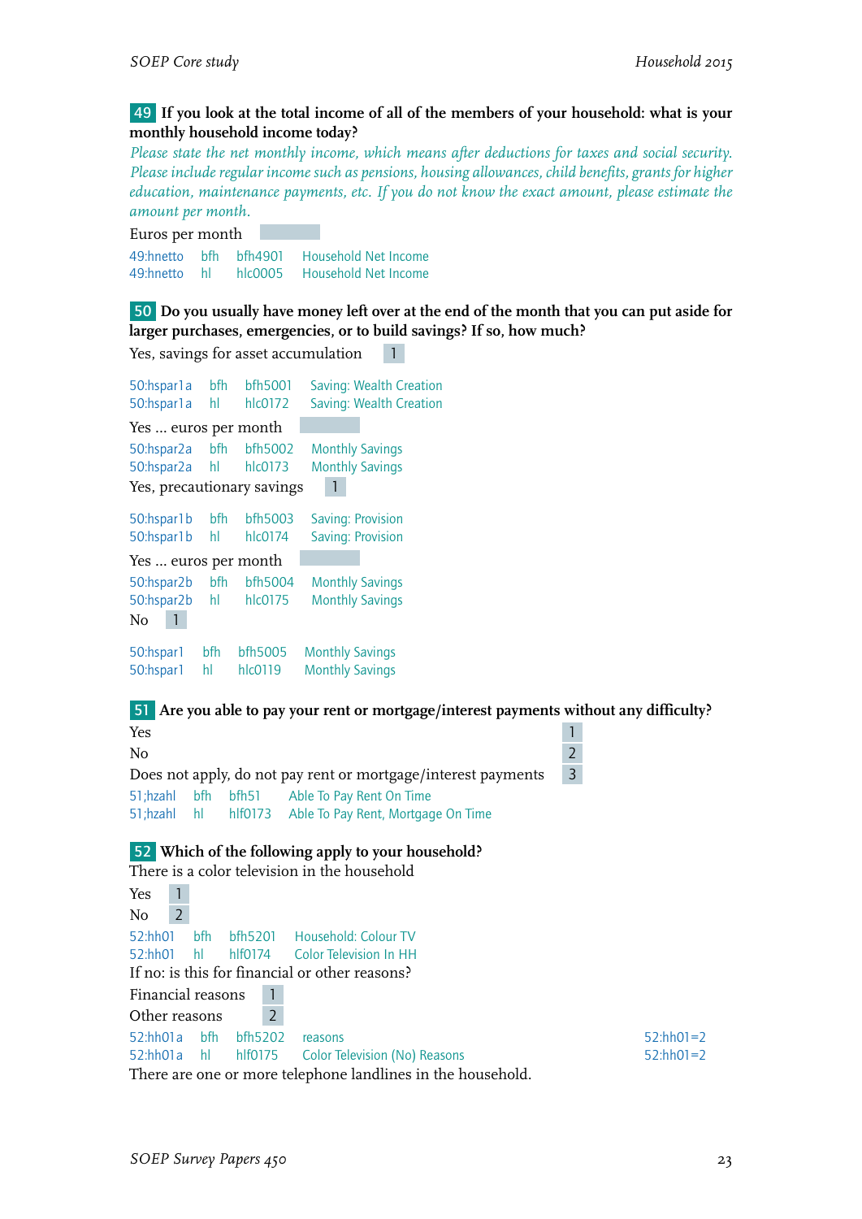**49** **If you look at the total income of all of the members of your household: what is your monthly household income today?**

*Please state the net monthly income, which means after deductions for taxes and social security. Please include regular income such as pensions, housing allowances, child benefits, grants for higher education, maintenance payments, etc. If you do not know the exact amount, please estimate the amount per month.*

Euros per month

| | | | |
|---|---|---|---|
| 49:hnetto | bfh | bfh4901 | Household Net Income |
| 49:hnetto | hl | hlc0005 | Household Net Income |

**50** **Do you usually have money left over at the end of the month that you can put aside for larger purchases, emergencies, or to build savings? If so, how much?**

Yes, savings for asset accumulation 1

| | | | |
|---|---|---|---|
| 50:hspar1a | bfh | bfh5001 | Saving: Wealth Creation |
| 50:hspar1a | hl | hlc0172 | Saving: Wealth Creation |

Yes ... euros per month

| | | | |
|---|---|---|---|
| 50:hspar2a | bfh | bfh5002 | Monthly Savings |
| 50:hspar2a | hl | hlc0173 | Monthly Savings |

Yes, precautionary savings 1

| | | | |
|---|---|---|---|
| 50:hspar1b | bfh | bfh5003 | Saving: Provision |
| 50:hspar1b | hl | hlc0174 | Saving: Provision |

Yes ... euros per month

| | | | |
|---|---|---|---|
| 50:hspar2b | bfh | bfh5004 | Monthly Savings |
| 50:hspar2b | hl | hlc0175 | Monthly Savings |

No 1

| | | | |
|---|---|---|---|
| 50:hspar1 | bfh | bfh5005 | Monthly Savings |
| 50:hspar1 | hl | hlc0119 | Monthly Savings |

**51** **Are you able to pay your rent or mortgage/interest payments without any difficulty?**

Yes 1
No 2
Does not apply, do not pay rent or mortgage/interest payments 3

| | | | |
|---|---|---|---|
| 51;hzahl | bfh | bfh51 | Able To Pay Rent On Time |
| 51;hzahl | hl | hlf0173 | Able To Pay Rent, Mortgage On Time |

**52** **Which of the following apply to your household?**

There is a color television in the household

Yes 1
No 2

| | | | |
|---|---|---|---|
| 52:hh01 | bfh | bfh5201 | Household: Colour TV |
| 52:hh01 | hl | hlf0174 | Color Television In HH |

If no: is this for financial or other reasons?

Financial reasons 1
Other reasons 2

| | | | | |
|---|---|---|---|---|
| 52:hh01a | bfh | bfh5202 | reasons | 52:hh01=2 |
| 52:hh01a | hl | hlf0175 | Color Television (No) Reasons | 52:hh01=2 |

There are one or more telephone landlines in the household.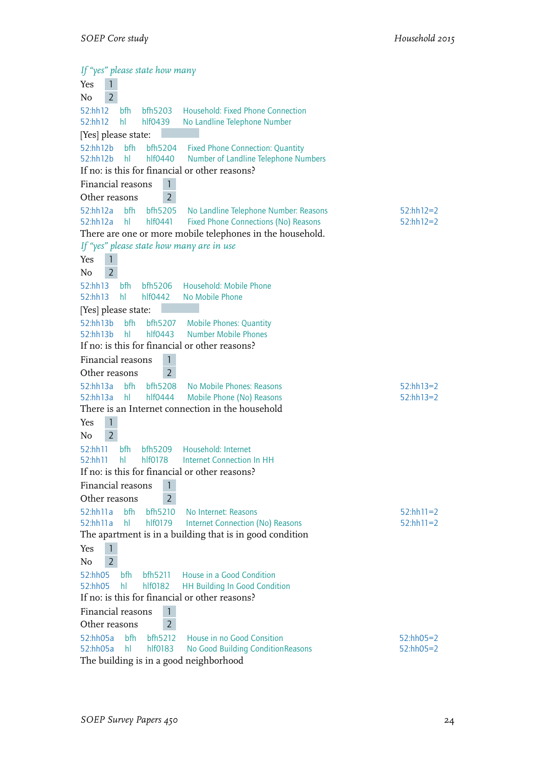*If "yes" please state how many*

Yes 1

No 2

52:hh12 bfh bfh5203 Household: Fixed Phone Connection
52:hh12 hl hlf0439 No Landline Telephone Number

[Yes] please state:

52:hh12b bfh bfh5204 Fixed Phone Connection: Quantity
52:hh12b hl hlf0440 Number of Landline Telephone Numbers

If no: is this for financial or other reasons?

Financial reasons 1

Other reasons 2

52:hh12a bfh bfh5205 No Landline Telephone Number: Reasons 52:hh12=2
52:hh12a hl hlf0441 Fixed Phone Connections (No) Reasons 52:hh12=2

There are one or more mobile telephones in the household.

*If "yes" please state how many are in use*

Yes 1

No 2

52:hh13 bfh bfh5206 Household: Mobile Phone
52:hh13 hl hlf0442 No Mobile Phone

[Yes] please state:

52:hh13b bfh bfh5207 Mobile Phones: Quantity
52:hh13b hl hlf0443 Number Mobile Phones

If no: is this for financial or other reasons?

Financial reasons 1

Other reasons 2

52:hh13a bfh bfh5208 No Mobile Phones: Reasons 52:hh13=2
52:hh13a hl hlf0444 Mobile Phone (No) Reasons 52:hh13=2

There is an Internet connection in the household

Yes 1

No 2

52:hh11 bfh bfh5209 Household: Internet
52:hh11 hl hlf0178 Internet Connection In HH

If no: is this for financial or other reasons?

Financial reasons 1

Other reasons 2

52:hh11a bfh bfh5210 No Internet: Reasons 52:hh11=2
52:hh11a hl hlf0179 Internet Connection (No) Reasons 52:hh11=2

The apartment is in a building that is in good condition

Yes 1

No 2

52:hh05 bfh bfh5211 House in a Good Condition
52:hh05 hl hlf0182 HH Building In Good Condition

If no: is this for financial or other reasons?

Financial reasons 1

Other reasons 2

52:hh05a bfh bfh5212 House in no Good Consition 52:hh05=2
52:hh05a hl hlf0183 No Good Building ConditionReasons 52:hh05=2

The building is in a good neighborhood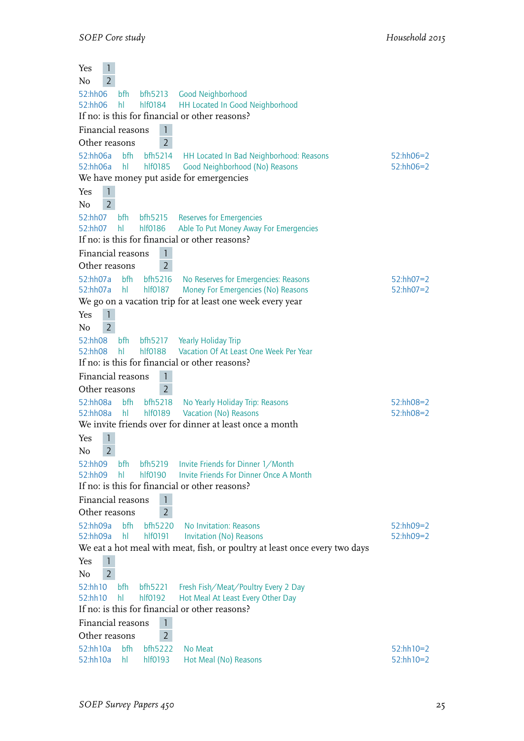Yes 1
No 2

52:hh06 bfh bfh5213 Good Neighborhood
52:hh06 hl hlf0184 HH Located In Good Neighborhood

If no: is this for financial or other reasons?

Financial reasons 1
Other reasons 2

52:hh06a bfh bfh5214 HH Located In Bad Neighborhood: Reasons 52:hh06=2
52:hh06a hl hlf0185 Good Neighborhood (No) Reasons 52:hh06=2

We have money put aside for emergencies

Yes 1
No 2

52:hh07 bfh bfh5215 Reserves for Emergencies
52:hh07 hl hlf0186 Able To Put Money Away For Emergencies

If no: is this for financial or other reasons?

Financial reasons 1
Other reasons 2

52:hh07a bfh bfh5216 No Reserves for Emergencies: Reasons 52:hh07=2
52:hh07a hl hlf0187 Money For Emergencies (No) Reasons 52:hh07=2

We go on a vacation trip for at least one week every year

Yes 1
No 2

52:hh08 bfh bfh5217 Yearly Holiday Trip
52:hh08 hl hlf0188 Vacation Of At Least One Week Per Year

If no: is this for financial or other reasons?

Financial reasons 1
Other reasons 2

52:hh08a bfh bfh5218 No Yearly Holiday Trip: Reasons 52:hh08=2
52:hh08a hl hlf0189 Vacation (No) Reasons 52:hh08=2

We invite friends over for dinner at least once a month

Yes 1
No 2

52:hh09 bfh bfh5219 Invite Friends for Dinner 1/Month
52:hh09 hl hlf0190 Invite Friends For Dinner Once A Month

If no: is this for financial or other reasons?

Financial reasons 1
Other reasons 2

52:hh09a bfh bfh5220 No Invitation: Reasons 52:hh09=2
52:hh09a hl hlf0191 Invitation (No) Reasons 52:hh09=2

We eat a hot meal with meat, fish, or poultry at least once every two days

Yes 1
No 2

52:hh10 bfh bfh5221 Fresh Fish/Meat/Poultry Every 2 Day
52:hh10 hl hlf0192 Hot Meal At Least Every Other Day

If no: is this for financial or other reasons?

Financial reasons 1
Other reasons 2

52:hh10a bfh bfh5222 No Meat 52:hh10=2
52:hh10a hl hlf0193 Hot Meal (No) Reasons 52:hh10=2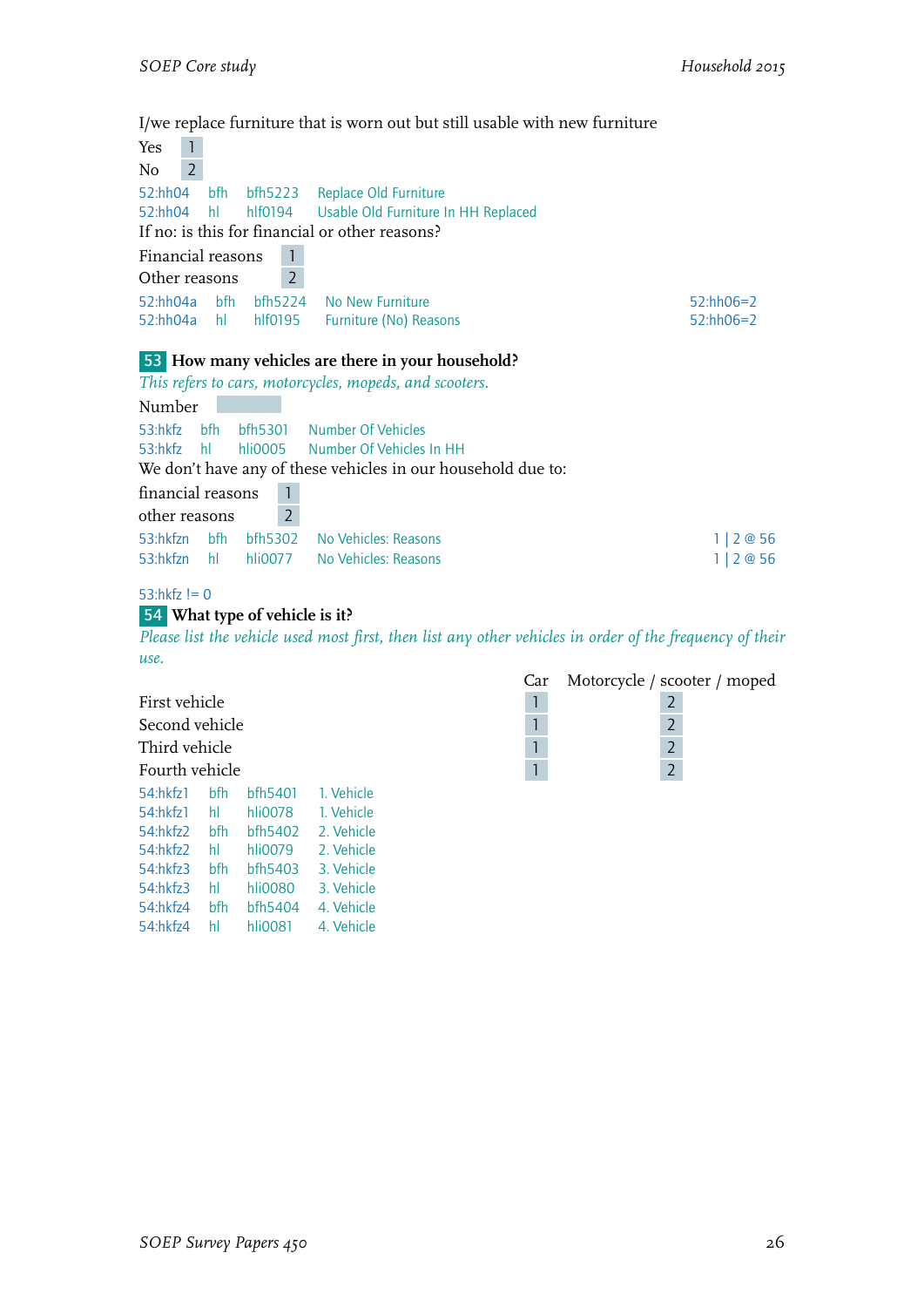I/we replace furniture that is worn out but still usable with new furniture

| | |
|---|---|
| Yes | 1 |
| No | 2 |

| | | | | |
|---|---|---|---|---|
| 52:hh04 | bfh | bfh5223 | Replace Old Furniture | |
| 52:hh04 | hl | hlf0194 | Usable Old Furniture In HH Replaced | |

If no: is this for financial or other reasons?

| | |
|---|---|
| Financial reasons | 1 |
| Other reasons | 2 |

| | | | | |
|---|---|---|---|---|
| 52:hh04a | bfh | bfh5224 | No New Furniture | 52:hh06=2 |
| 52:hh04a | hl | hlf0195 | Furniture (No) Reasons | 52:hh06=2 |

## 53 How many vehicles are there in your household?

*This refers to cars, motorcycles, mopeds, and scooters.*

Number

| | | | | |
|---|---|---|---|---|
| 53:hkfz | bfh | bfh5301 | Number Of Vehicles | |
| 53:hkfz | hl | hli0005 | Number Of Vehicles In HH | |

We don't have any of these vehicles in our household due to:

| | |
|---|---|
| financial reasons | 1 |
| other reasons | 2 |

| | | | | |
|---|---|---|---|---|
| 53:hkfzn | bfh | bfh5302 | No Vehicles: Reasons | 1 \| 2 @ 56 |
| 53:hkfzn | hl | hli0077 | No Vehicles: Reasons | 1 \| 2 @ 56 |

53:hkfz != 0

## 54 What type of vehicle is it?

*Please list the vehicle used most first, then list any other vehicles in order of the frequency of their use.*

| | Car | Motorcycle / scooter / moped |
|---|---|---|
| First vehicle | 1 | 2 |
| Second vehicle | 1 | 2 |
| Third vehicle | 1 | 2 |
| Fourth vehicle | 1 | 2 |

| | | | |
|---|---|---|---|
| 54:hkfz1 | bfh | bfh5401 | 1. Vehicle |
| 54:hkfz1 | hl | hli0078 | 1. Vehicle |
| 54:hkfz2 | bfh | bfh5402 | 2. Vehicle |
| 54:hkfz2 | hl | hli0079 | 2. Vehicle |
| 54:hkfz3 | bfh | bfh5403 | 3. Vehicle |
| 54:hkfz3 | hl | hli0080 | 3. Vehicle |
| 54:hkfz4 | bfh | bfh5404 | 4. Vehicle |
| 54:hkfz4 | hl | hli0081 | 4. Vehicle |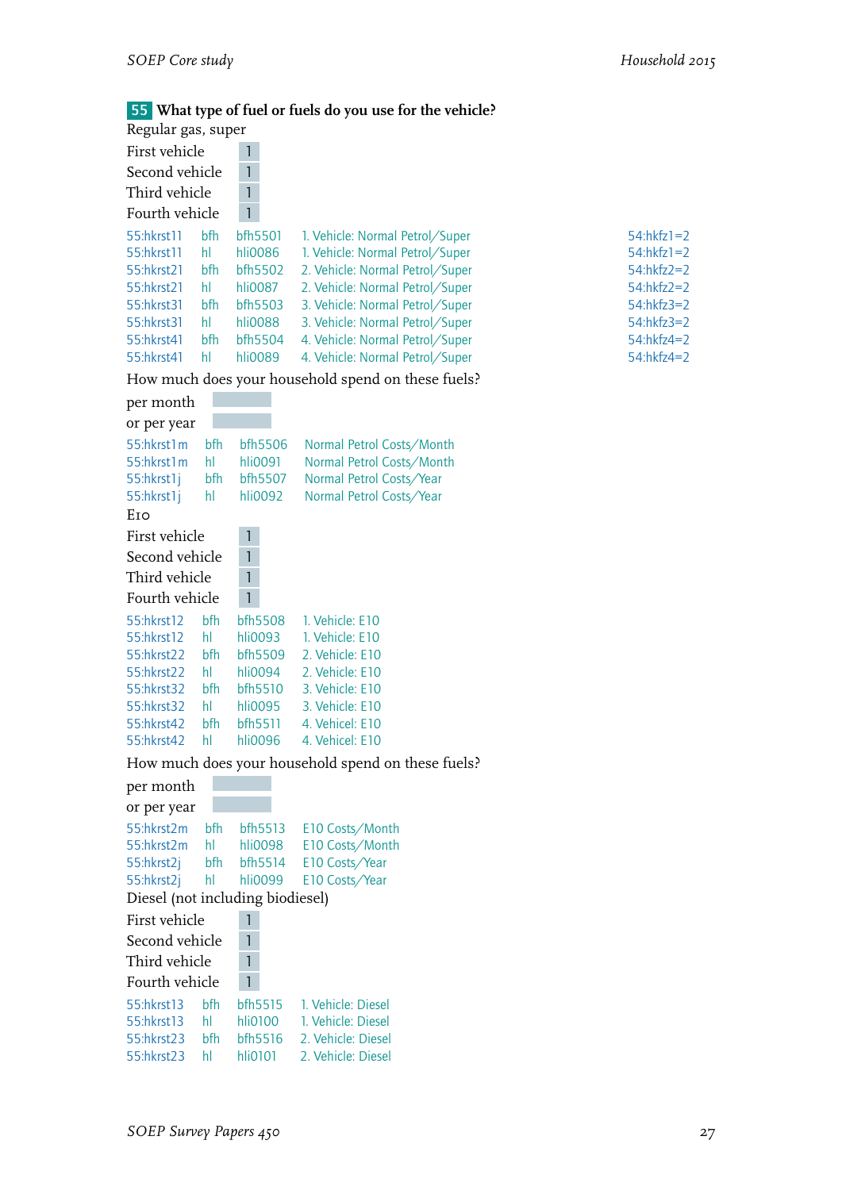**55** **What type of fuel or fuels do you use for the vehicle?**

Regular gas, super

First vehicle 1
Second vehicle 1
Third vehicle 1
Fourth vehicle 1

| | | | | |
|---|---|---|---|---|
| 55:hkrst11 | bfh | bfh5501 | 1. Vehicle: Normal Petrol/Super | 54:hkfz1=2 |
| 55:hkrst11 | hl | hli0086 | 1. Vehicle: Normal Petrol/Super | 54:hkfz1=2 |
| 55:hkrst21 | bfh | bfh5502 | 2. Vehicle: Normal Petrol/Super | 54:hkfz2=2 |
| 55:hkrst21 | hl | hli0087 | 2. Vehicle: Normal Petrol/Super | 54:hkfz2=2 |
| 55:hkrst31 | bfh | bfh5503 | 3. Vehicle: Normal Petrol/Super | 54:hkfz3=2 |
| 55:hkrst31 | hl | hli0088 | 3. Vehicle: Normal Petrol/Super | 54:hkfz3=2 |
| 55:hkrst41 | bfh | bfh5504 | 4. Vehicle: Normal Petrol/Super | 54:hkfz4=2 |
| 55:hkrst41 | hl | hli0089 | 4. Vehicle: Normal Petrol/Super | 54:hkfz4=2 |

How much does your household spend on these fuels?

per month
or per year

| | | | |
|---|---|---|---|
| 55:hkrst1m | bfh | bfh5506 | Normal Petrol Costs/Month |
| 55:hkrst1m | hl | hli0091 | Normal Petrol Costs/Month |
| 55:hkrst1j | bfh | bfh5507 | Normal Petrol Costs/Year |
| 55:hkrst1j | hl | hli0092 | Normal Petrol Costs/Year |

E10

First vehicle 1
Second vehicle 1
Third vehicle 1
Fourth vehicle 1

| | | | |
|---|---|---|---|
| 55:hkrst12 | bfh | bfh5508 | 1. Vehicle: E10 |
| 55:hkrst12 | hl | hli0093 | 1. Vehicle: E10 |
| 55:hkrst22 | bfh | bfh5509 | 2. Vehicle: E10 |
| 55:hkrst22 | hl | hli0094 | 2. Vehicle: E10 |
| 55:hkrst32 | bfh | bfh5510 | 3. Vehicle: E10 |
| 55:hkrst32 | hl | hli0095 | 3. Vehicle: E10 |
| 55:hkrst42 | bfh | bfh5511 | 4. Vehicel: E10 |
| 55:hkrst42 | hl | hli0096 | 4. Vehicel: E10 |

How much does your household spend on these fuels?

per month
or per year

| | | | |
|---|---|---|---|
| 55:hkrst2m | bfh | bfh5513 | E10 Costs/Month |
| 55:hkrst2m | hl | hli0098 | E10 Costs/Month |
| 55:hkrst2j | bfh | bfh5514 | E10 Costs/Year |
| 55:hkrst2j | hl | hli0099 | E10 Costs/Year |

Diesel (not including biodiesel)

First vehicle 1
Second vehicle 1
Third vehicle 1
Fourth vehicle 1

| | | | |
|---|---|---|---|
| 55:hkrst13 | bfh | bfh5515 | 1. Vehicle: Diesel |
| 55:hkrst13 | hl | hli0100 | 1. Vehicle: Diesel |
| 55:hkrst23 | bfh | bfh5516 | 2. Vehicle: Diesel |
| 55:hkrst23 | hl | hli0101 | 2. Vehicle: Diesel |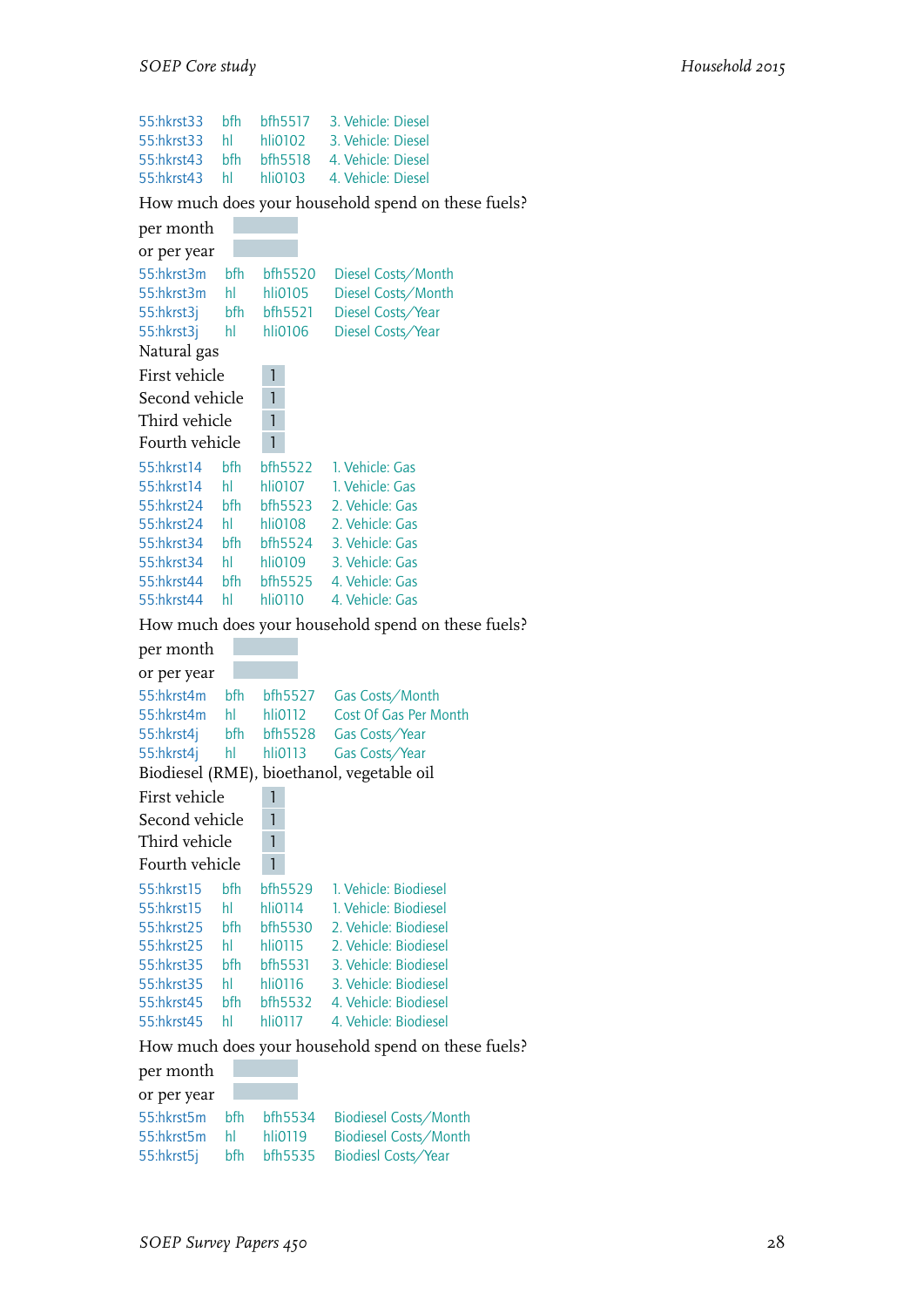| | | | |
|---|---|---|---|
| 55:hkrst33 | bfh | bfh5517 | 3. Vehicle: Diesel |
| 55:hkrst33 | hl | hli0102 | 3. Vehicle: Diesel |
| 55:hkrst43 | bfh | bfh5518 | 4. Vehicle: Diesel |
| 55:hkrst43 | hl | hli0103 | 4. Vehicle: Diesel |

How much does your household spend on these fuels?

per month

or per year

| | | | |
|---|---|---|---|
| 55:hkrst3m | bfh | bfh5520 | Diesel Costs/Month |
| 55:hkrst3m | hl | hli0105 | Diesel Costs/Month |
| 55:hkrst3j | bfh | bfh5521 | Diesel Costs/Year |
| 55:hkrst3j | hl | hli0106 | Diesel Costs/Year |

Natural gas

First vehicle 1

Second vehicle 1

Third vehicle 1

Fourth vehicle 1

| | | | |
|---|---|---|---|
| 55:hkrst14 | bfh | bfh5522 | 1. Vehicle: Gas |
| 55:hkrst14 | hl | hli0107 | 1. Vehicle: Gas |
| 55:hkrst24 | bfh | bfh5523 | 2. Vehicle: Gas |
| 55:hkrst24 | hl | hli0108 | 2. Vehicle: Gas |
| 55:hkrst34 | bfh | bfh5524 | 3. Vehicle: Gas |
| 55:hkrst34 | hl | hli0109 | 3. Vehicle: Gas |
| 55:hkrst44 | bfh | bfh5525 | 4. Vehicle: Gas |
| 55:hkrst44 | hl | hli0110 | 4. Vehicle: Gas |

How much does your household spend on these fuels?

per month

or per year

| | | | |
|---|---|---|---|
| 55:hkrst4m | bfh | bfh5527 | Gas Costs/Month |
| 55:hkrst4m | hl | hli0112 | Cost Of Gas Per Month |
| 55:hkrst4j | bfh | bfh5528 | Gas Costs/Year |
| 55:hkrst4j | hl | hli0113 | Gas Costs/Year |

Biodiesel (RME), bioethanol, vegetable oil

First vehicle 1

Second vehicle 1

Third vehicle 1

Fourth vehicle 1

| | | | |
|---|---|---|---|
| 55:hkrst15 | bfh | bfh5529 | 1. Vehicle: Biodiesel |
| 55:hkrst15 | hl | hli0114 | 1. Vehicle: Biodiesel |
| 55:hkrst25 | bfh | bfh5530 | 2. Vehicle: Biodiesel |
| 55:hkrst25 | hl | hli0115 | 2. Vehicle: Biodiesel |
| 55:hkrst35 | bfh | bfh5531 | 3. Vehicle: Biodiesel |
| 55:hkrst35 | hl | hli0116 | 3. Vehicle: Biodiesel |
| 55:hkrst45 | bfh | bfh5532 | 4. Vehicle: Biodiesel |
| 55:hkrst45 | hl | hli0117 | 4. Vehicle: Biodiesel |

How much does your household spend on these fuels?

per month

or per year

| | | | |
|---|---|---|---|
| 55:hkrst5m | bfh | bfh5534 | Biodiesel Costs/Month |
| 55:hkrst5m | hl | hli0119 | Biodiesel Costs/Month |
| 55:hkrst5j | bfh | bfh5535 | Biodiesl Costs/Year |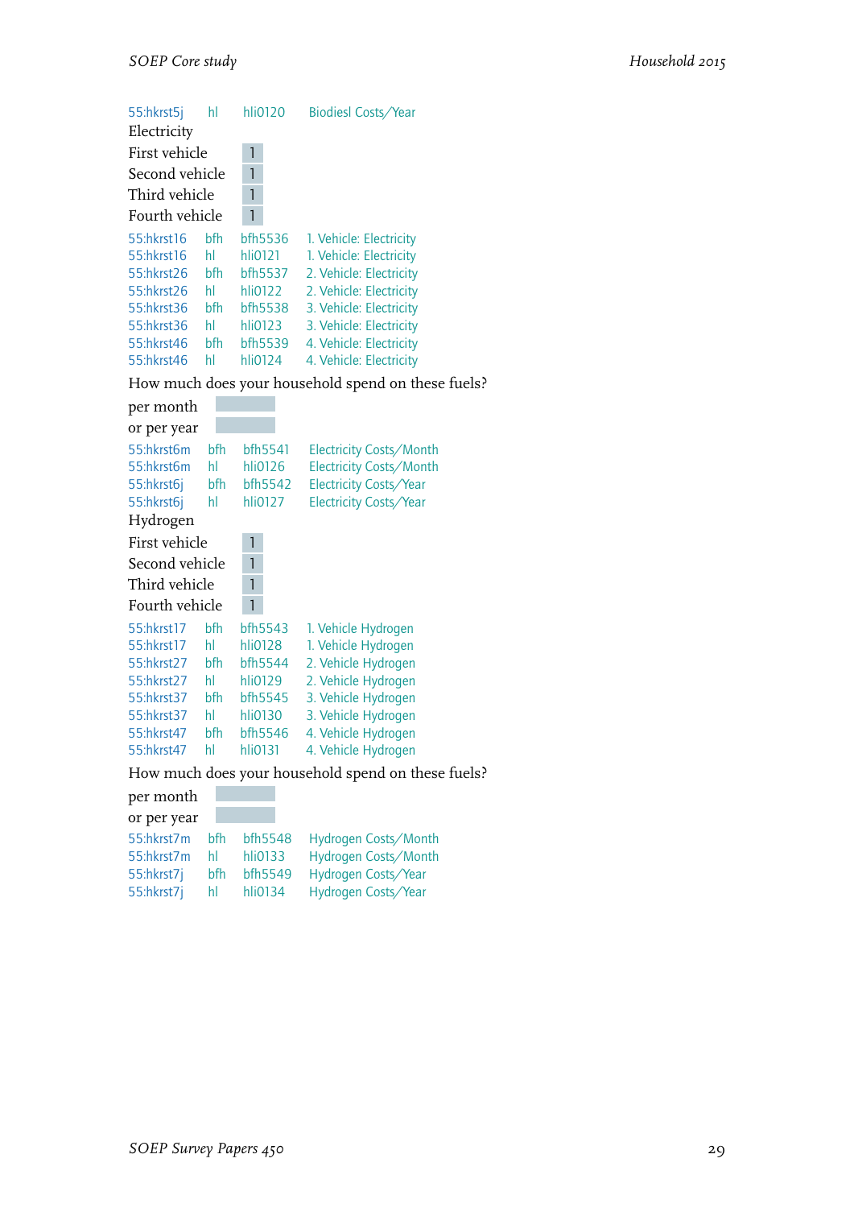55:hkrst5j hl hli0120 Biodiesl Costs/Year

Electricity

First vehicle 1

Second vehicle 1

Third vehicle 1

Fourth vehicle 1

55:hkrst16 bfh bfh5536 1. Vehicle: Electricity
55:hkrst16 hl hli0121 1. Vehicle: Electricity
55:hkrst26 bfh bfh5537 2. Vehicle: Electricity
55:hkrst26 hl hli0122 2. Vehicle: Electricity
55:hkrst36 bfh bfh5538 3. Vehicle: Electricity
55:hkrst36 hl hli0123 3. Vehicle: Electricity
55:hkrst46 bfh bfh5539 4. Vehicle: Electricity
55:hkrst46 hl hli0124 4. Vehicle: Electricity

How much does your household spend on these fuels?

per month

or per year

55:hkrst6m bfh bfh5541 Electricity Costs/Month
55:hkrst6m hl hli0126 Electricity Costs/Month
55:hkrst6j bfh bfh5542 Electricity Costs/Year
55:hkrst6j hl hli0127 Electricity Costs/Year

Hydrogen

First vehicle 1

Second vehicle 1

Third vehicle 1

Fourth vehicle 1

55:hkrst17 bfh bfh5543 1. Vehicle Hydrogen
55:hkrst17 hl hli0128 1. Vehicle Hydrogen
55:hkrst27 bfh bfh5544 2. Vehicle Hydrogen
55:hkrst27 hl hli0129 2. Vehicle Hydrogen
55:hkrst37 bfh bfh5545 3. Vehicle Hydrogen
55:hkrst37 hl hli0130 3. Vehicle Hydrogen
55:hkrst47 bfh bfh5546 4. Vehicle Hydrogen
55:hkrst47 hl hli0131 4. Vehicle Hydrogen

How much does your household spend on these fuels?

per month

or per year

55:hkrst7m bfh bfh5548 Hydrogen Costs/Month
55:hkrst7m hl hli0133 Hydrogen Costs/Month
55:hkrst7j bfh bfh5549 Hydrogen Costs/Year
55:hkrst7j hl hli0134 Hydrogen Costs/Year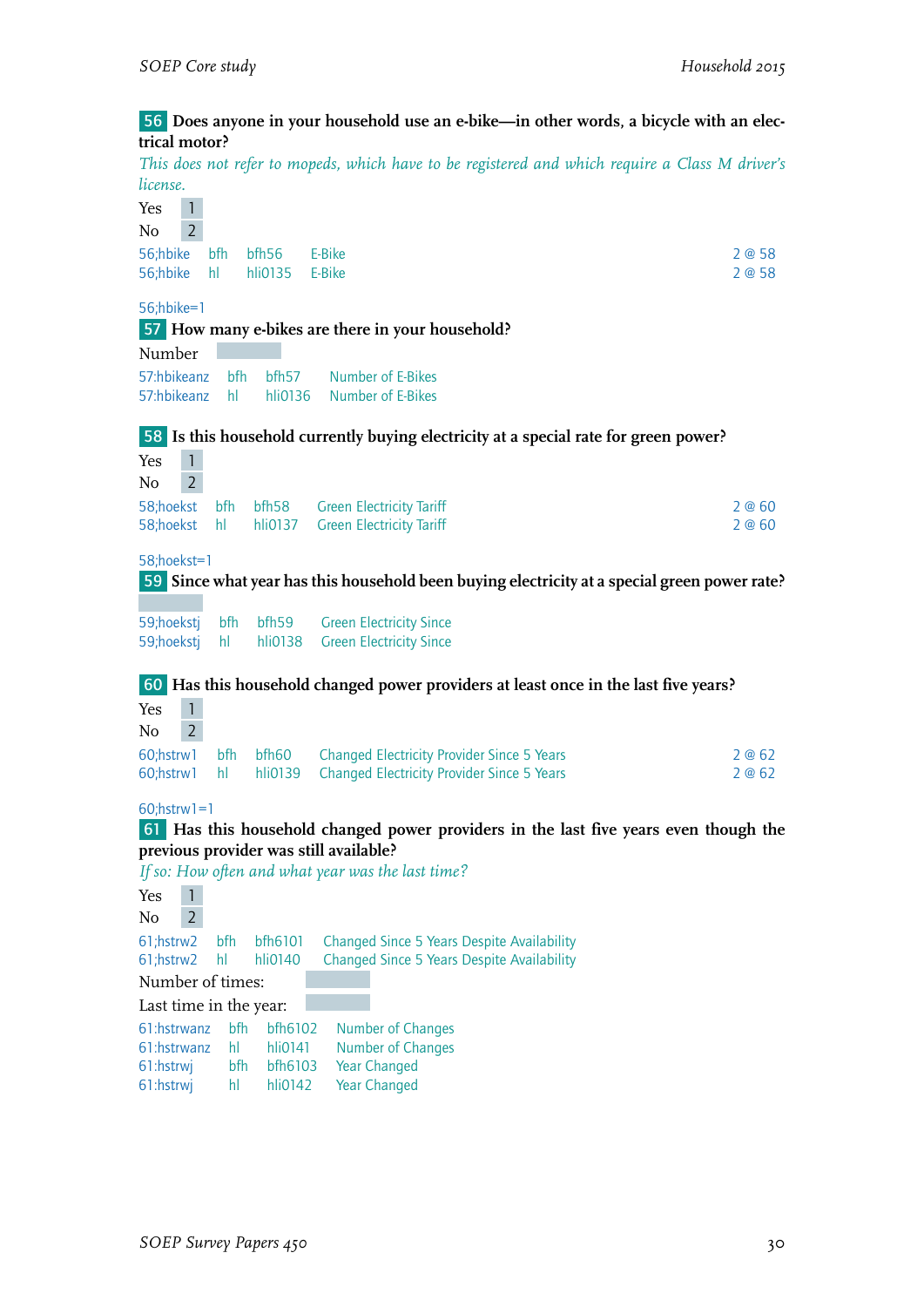**56** **Does anyone in your household use an e-bike—in other words, a bicycle with an electrical motor?**

*This does not refer to mopeds, which have to be registered and which require a Class M driver's license.*

Yes 1
No 2

| | | | | |
|---|---|---|---|---|
| 56;hbike | bfh | bfh56 | E-Bike | 2 @ 58 |
| 56;hbike | hl | hli0135 | E-Bike | 2 @ 58 |

56;hbike=1

**57** **How many e-bikes are there in your household?**

Number

| | | | |
|---|---|---|---|
| 57:hbikeanz | bfh | bfh57 | Number of E-Bikes |
| 57:hbikeanz | hl | hli0136 | Number of E-Bikes |

**58** **Is this household currently buying electricity at a special rate for green power?**

Yes 1
No 2

| | | | | |
|---|---|---|---|---|
| 58;hoekst | bfh | bfh58 | Green Electricity Tariff | 2 @ 60 |
| 58;hoekst | hl | hli0137 | Green Electricity Tariff | 2 @ 60 |

58;hoekst=1

**59** **Since what year has this household been buying electricity at a special green power rate?**

| | | | |
|---|---|---|---|
| 59;hoekstj | bfh | bfh59 | Green Electricity Since |
| 59;hoekstj | hl | hli0138 | Green Electricity Since |

**60** **Has this household changed power providers at least once in the last five years?**

Yes 1
No 2

| | | | | |
|---|---|---|---|---|
| 60;hstrw1 | bfh | bfh60 | Changed Electricity Provider Since 5 Years | 2 @ 62 |
| 60;hstrw1 | hl | hli0139 | Changed Electricity Provider Since 5 Years | 2 @ 62 |

60;hstrw1=1

**61** **Has this household changed power providers in the last five years even though the previous provider was still available?**

*If so: How often and what year was the last time?*

Yes 1
No 2

| | | | |
|---|---|---|---|
| 61;hstrw2 | bfh | bfh6101 | Changed Since 5 Years Despite Availability |
| 61;hstrw2 | hl | hli0140 | Changed Since 5 Years Despite Availability |

Number of times:

Last time in the year:

| | | | |
|---|---|---|---|
| 61:hstrwanz | bfh | bfh6102 | Number of Changes |
| 61:hstrwanz | hl | hli0141 | Number of Changes |
| 61:hstrwj | bfh | bfh6103 | Year Changed |
| 61:hstrwj | hl | hli0142 | Year Changed |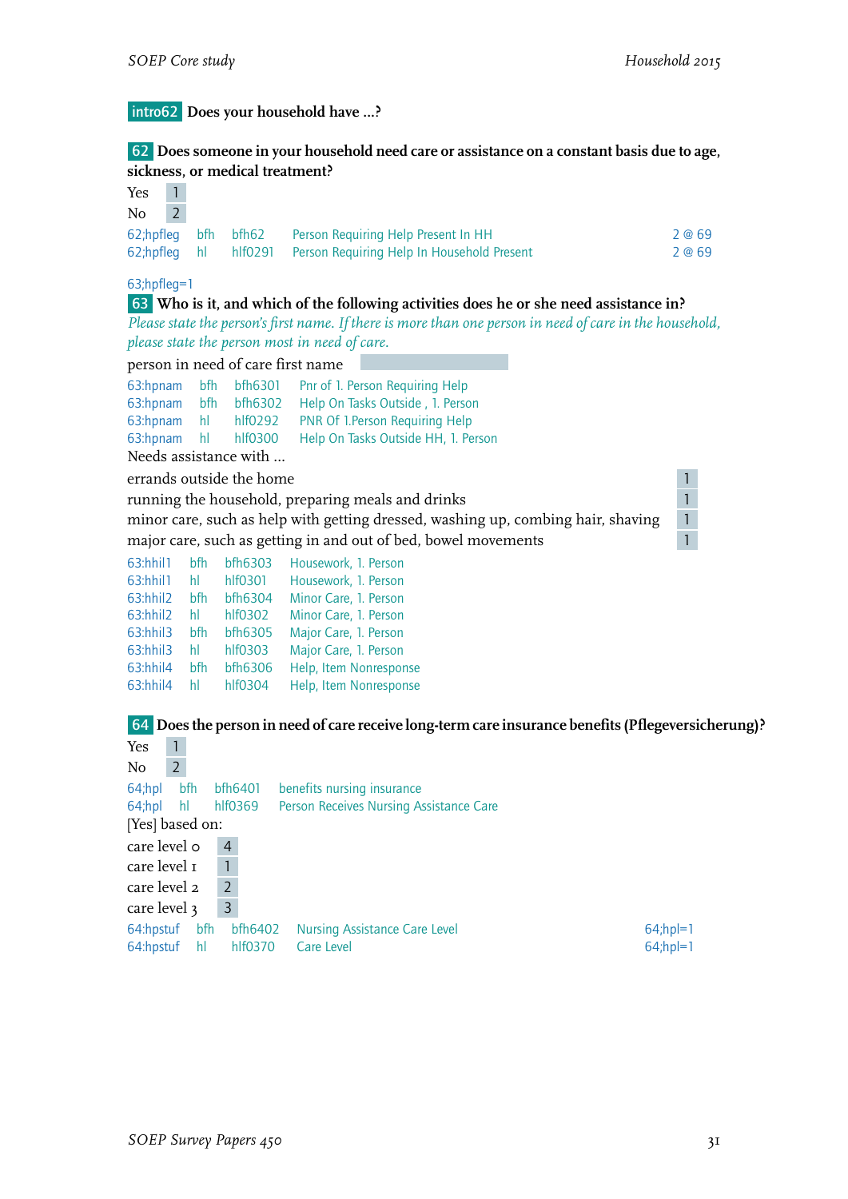**intro62** **Does your household have ...?**

**62** **Does someone in your household need care or assistance on a constant basis due to age, sickness, or medical treatment?**

Yes 1
No 2

| | | | | |
|---|---|---|---|---|
| 62;hpfleg | bfh | bfh62 | Person Requiring Help Present In HH | 2 @ 69 |
| 62;hpfleg | hl | hlf0291 | Person Requiring Help In Household Present | 2 @ 69 |

63;hpfleg=1

**63** **Who is it, and which of the following activities does he or she need assistance in?**

*Please state the person's first name. If there is more than one person in need of care in the household, please state the person most in need of care.*

person in need of care first name ______

| | | | |
|---|---|---|---|
| 63:hpnam | bfh | bfh6301 | Pnr of 1. Person Requiring Help |
| 63:hpnam | bfh | bfh6302 | Help On Tasks Outside , 1. Person |
| 63:hpnam | hl | hlf0292 | PNR Of 1.Person Requiring Help |
| 63:hpnam | hl | hlf0300 | Help On Tasks Outside HH, 1. Person |

Needs assistance with ...

| | |
|---|---|
| errands outside the home | 1 |
| running the household, preparing meals and drinks | 1 |
| minor care, such as help with getting dressed, washing up, combing hair, shaving | 1 |
| major care, such as getting in and out of bed, bowel movements | 1 |

| | | | |
|---|---|---|---|
| 63:hhil1 | bfh | bfh6303 | Housework, 1. Person |
| 63:hhil1 | hl | hlf0301 | Housework, 1. Person |
| 63:hhil2 | bfh | bfh6304 | Minor Care, 1. Person |
| 63:hhil2 | hl | hlf0302 | Minor Care, 1. Person |
| 63:hhil3 | bfh | bfh6305 | Major Care, 1. Person |
| 63:hhil3 | hl | hlf0303 | Major Care, 1. Person |
| 63:hhil4 | bfh | bfh6306 | Help, Item Nonresponse |
| 63:hhil4 | hl | hlf0304 | Help, Item Nonresponse |

**64** **Does the person in need of care receive long-term care insurance benefits (Pflegeversicherung)?**

Yes 1
No 2

| | | | |
|---|---|---|---|
| 64;hpl | bfh | bfh6401 | benefits nursing insurance |
| 64;hpl | hl | hlf0369 | Person Receives Nursing Assistance Care |

[Yes] based on:

care level 0 4
care level 1 1
care level 2 2
care level 3 3

| | | | | |
|---|---|---|---|---|
| 64:hpstuf | bfh | bfh6402 | Nursing Assistance Care Level | 64;hpl=1 |
| 64:hpstuf | hl | hlf0370 | Care Level | 64;hpl=1 |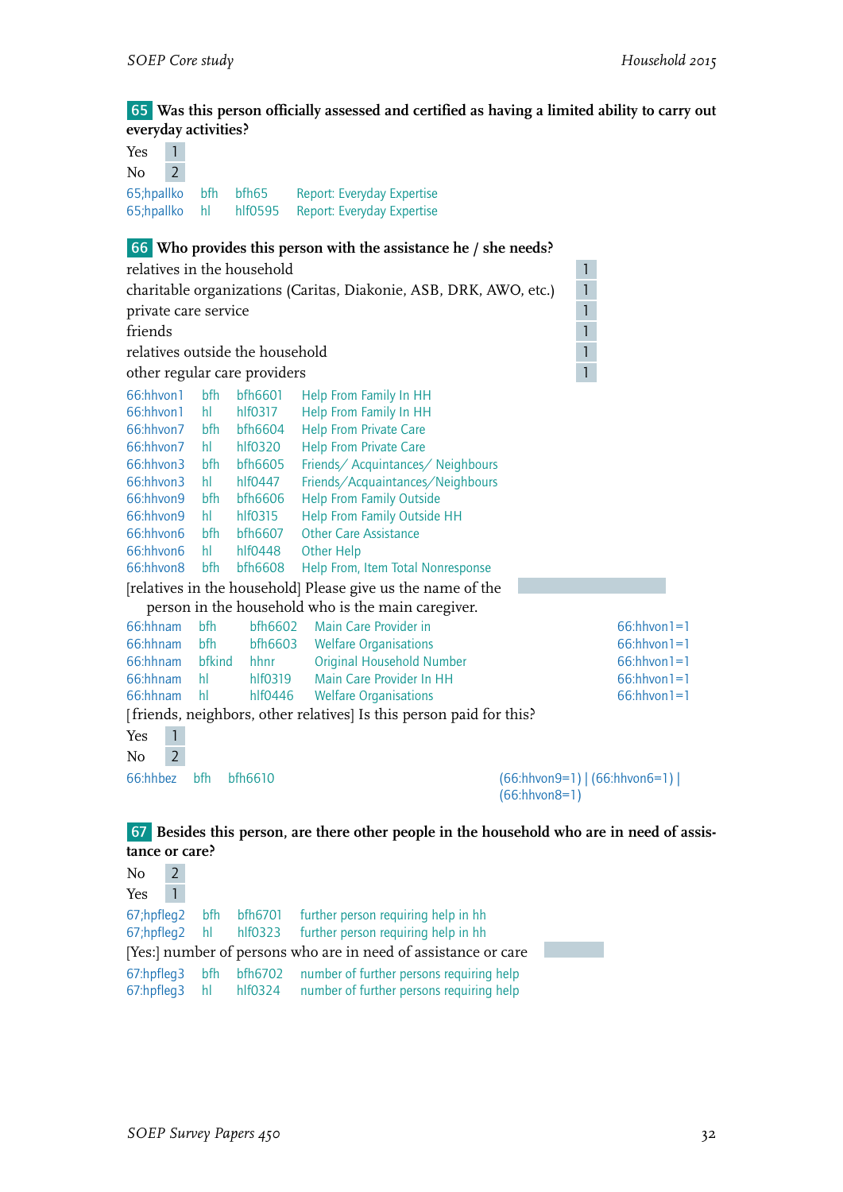**65** **Was this person officially assessed and certified as having a limited ability to carry out everyday activities?**

| | |
|---|---|
| Yes | 1 |
| No | 2 |

| | | | |
|---|---|---|---|
| 65;hpallko | bfh | bfh65 | Report: Everyday Expertise |
| 65;hpallko | hl | hlf0595 | Report: Everyday Expertise |

**66** **Who provides this person with the assistance he / she needs?**

| | |
|---|---|
| relatives in the household | 1 |
| charitable organizations (Caritas, Diakonie, ASB, DRK, AWO, etc.) | 1 |
| private care service | 1 |
| friends | 1 |
| relatives outside the household | 1 |
| other regular care providers | 1 |

| | | | |
|---|---|---|---|
| 66:hhvon1 | bfh | bfh6601 | Help From Family In HH |
| 66:hhvon1 | hl | hlf0317 | Help From Family In HH |
| 66:hhvon7 | bfh | bfh6604 | Help From Private Care |
| 66:hhvon7 | hl | hlf0320 | Help From Private Care |
| 66:hhvon3 | bfh | bfh6605 | Friends/ Acquintances/ Neighbours |
| 66:hhvon3 | hl | hlf0447 | Friends/Acquaintances/Neighbours |
| 66:hhvon9 | bfh | bfh6606 | Help From Family Outside |
| 66:hhvon9 | hl | hlf0315 | Help From Family Outside HH |
| 66:hhvon6 | bfh | bfh6607 | Other Care Assistance |
| 66:hhvon6 | hl | hlf0448 | Other Help |
| 66:hhvon8 | bfh | bfh6608 | Help From, Item Total Nonresponse |

[relatives in the household] Please give us the name of the person in the household who is the main caregiver.

| | | | | |
|---|---|---|---|---|
| 66:hhnam | bfh | bfh6602 | Main Care Provider in | 66:hhvon1=1 |
| 66:hhnam | bfh | bfh6603 | Welfare Organisations | 66:hhvon1=1 |
| 66:hhnam | bfkind | hhnr | Original Household Number | 66:hhvon1=1 |
| 66:hhnam | hl | hlf0319 | Main Care Provider In HH | 66:hhvon1=1 |
| 66:hhnam | hl | hlf0446 | Welfare Organisations | 66:hhvon1=1 |

[friends, neighbors, other relatives] Is this person paid for this?

| | |
|---|---|
| Yes | 1 |
| No | 2 |

| | | | |
|---|---|---|---|
| 66:hhbez | bfh | bfh6610 | (66:hhvon9=1) \| (66:hhvon6=1) \| (66:hhvon8=1) |

**67** **Besides this person, are there other people in the household who are in need of assistance or care?**

| | |
|---|---|
| No | 2 |
| Yes | 1 |

| | | | |
|---|---|---|---|
| 67;hpfleg2 | bfh | bfh6701 | further person requiring help in hh |
| 67;hpfleg2 | hl | hlf0323 | further person requiring help in hh |

[Yes:] number of persons who are in need of assistance or care

| | | | |
|---|---|---|---|
| 67:hpfleg3 | bfh | bfh6702 | number of further persons requiring help |
| 67:hpfleg3 | hl | hlf0324 | number of further persons requiring help |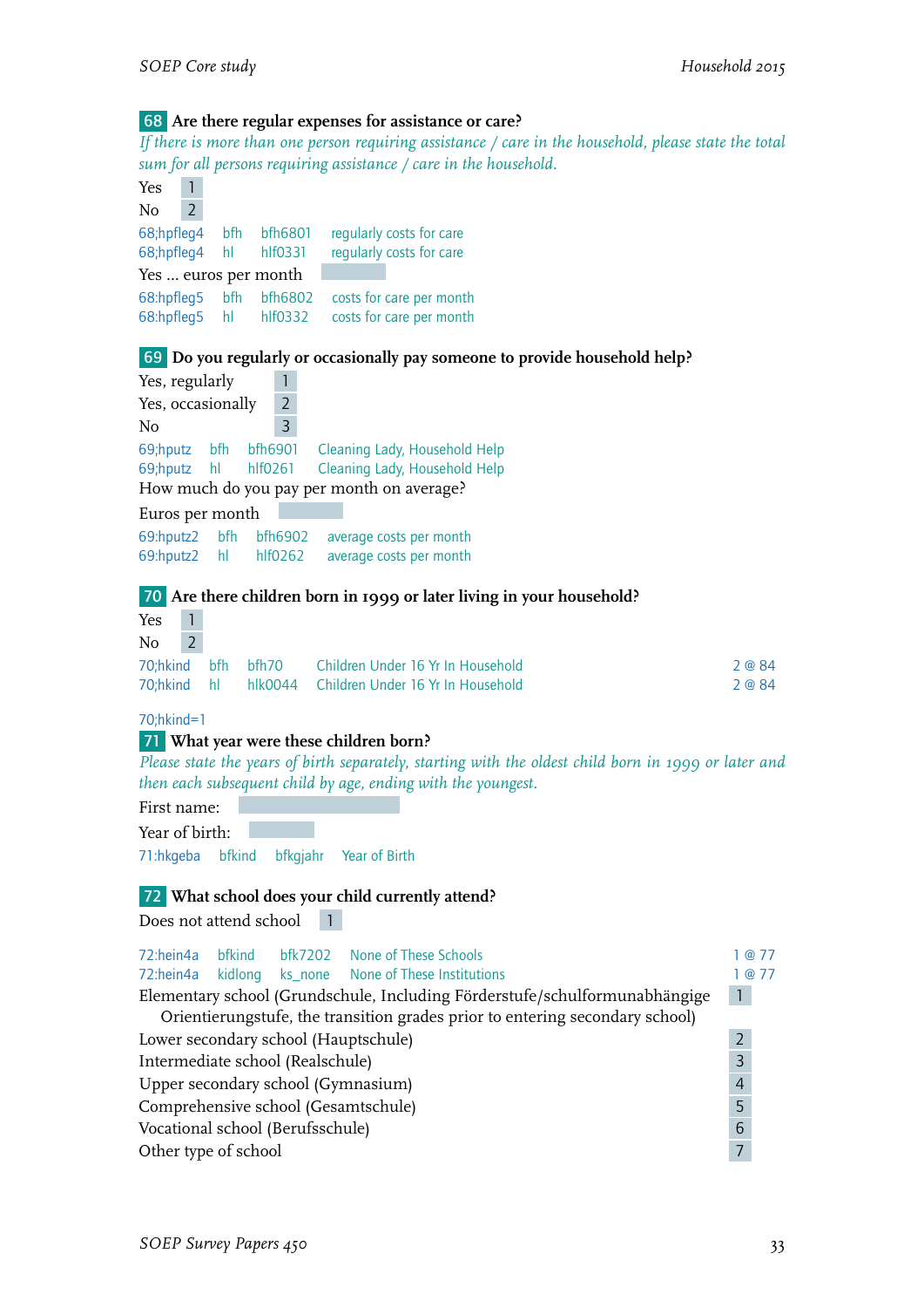**68** **Are there regular expenses for assistance or care?**

*If there is more than one person requiring assistance / care in the household, please state the total sum for all persons requiring assistance / care in the household.*

Yes 1
No 2

| | | | |
|---|---|---|---|
| 68;hpfleg4 | bfh | bfh6801 | regularly costs for care |
| 68;hpfleg4 | hl | hlf0331 | regularly costs for care |

Yes ... euros per month

| | | | |
|---|---|---|---|
| 68:hpfleg5 | bfh | bfh6802 | costs for care per month |
| 68:hpfleg5 | hl | hlf0332 | costs for care per month |

**69** **Do you regularly or occasionally pay someone to provide household help?**

Yes, regularly 1
Yes, occasionally 2
No 3

| | | | |
|---|---|---|---|
| 69;hputz | bfh | bfh6901 | Cleaning Lady, Household Help |
| 69;hputz | hl | hlf0261 | Cleaning Lady, Household Help |

How much do you pay per month on average?

Euros per month

| | | | |
|---|---|---|---|
| 69:hputz2 | bfh | bfh6902 | average costs per month |
| 69:hputz2 | hl | hlf0262 | average costs per month |

**70** **Are there children born in 1999 or later living in your household?**

Yes 1
No 2

| | | | | |
|---|---|---|---|---|
| 70;hkind | bfh | bfh70 | Children Under 16 Yr In Household | 2 @ 84 |
| 70;hkind | hl | hlk0044 | Children Under 16 Yr In Household | 2 @ 84 |

70;hkind=1

**71** **What year were these children born?**

*Please state the years of birth separately, starting with the oldest child born in 1999 or later and then each subsequent child by age, ending with the youngest.*

First name:

Year of birth:

| | | | |
|---|---|---|---|
| 71:hkgeba | bfkind | bfkgjahr | Year of Birth |

**72** **What school does your child currently attend?**

Does not attend school 1

| | | | | |
|---|---|---|---|---|
| 72:hein4a | bfkind | bfk7202 | None of These Schools | 1 @ 77 |
| 72:hein4a | kidlong | ks_none | None of These Institutions | 1 @ 77 |

Elementary school (Grundschule, Including Förderstufe/schulformunabhängige Orientierungstufe, the transition grades prior to entering secondary school) 1
Lower secondary school (Hauptschule) 2
Intermediate school (Realschule) 3
Upper secondary school (Gymnasium) 4
Comprehensive school (Gesamtschule) 5
Vocational school (Berufsschule) 6
Other type of school 7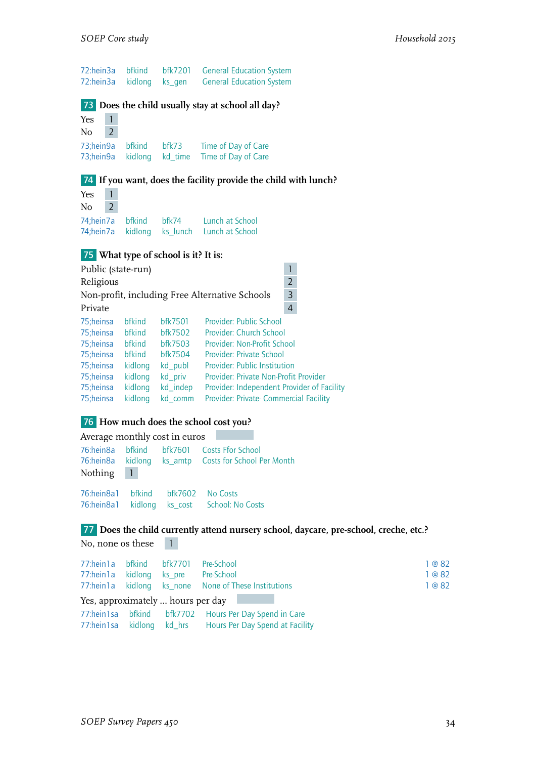| | | | |
|---|---|---|---|
| 72:hein3a | bfkind | bfk7201 | General Education System |
| 72:hein3a | kidlong | ks_gen | General Education System |

### 73 Does the child usually stay at school all day?

| | |
|---|---|
| Yes | 1 |
| No | 2 |

| | | | |
|---|---|---|---|
| 73;hein9a | bfkind | bfk73 | Time of Day of Care |
| 73;hein9a | kidlong | kd_time | Time of Day of Care |

### 74 If you want, does the facility provide the child with lunch?

| | |
|---|---|
| Yes | 1 |
| No | 2 |

| | | | |
|---|---|---|---|
| 74;hein7a | bfkind | bfk74 | Lunch at School |
| 74;hein7a | kidlong | ks_lunch | Lunch at School |

### 75 What type of school is it? It is:

| | |
|---|---|
| Public (state-run) | 1 |
| Religious | 2 |
| Non-profit, including Free Alternative Schools | 3 |
| Private | 4 |

| | | | |
|---|---|---|---|
| 75;heinsa | bfkind | bfk7501 | Provider: Public School |
| 75;heinsa | bfkind | bfk7502 | Provider: Church School |
| 75;heinsa | bfkind | bfk7503 | Provider: Non-Profit School |
| 75;heinsa | bfkind | bfk7504 | Provider: Private School |
| 75;heinsa | kidlong | kd_publ | Provider: Public Institution |
| 75;heinsa | kidlong | kd_priv | Provider: Private Non-Profit Provider |
| 75;heinsa | kidlong | kd_indep | Provider: Independent Provider of Facility |
| 75;heinsa | kidlong | kd_comm | Provider: Private- Commercial Facility |

### 76 How much does the school cost you?

Average monthly cost in euros

| | | | |
|---|---|---|---|
| 76:hein8a | bfkind | bfk7601 | Costs Ffor School |
| 76:hein8a | kidlong | ks_amtp | Costs for School Per Month |

Nothing 1

| | | | |
|---|---|---|---|
| 76:hein8a1 | bfkind | bfk7602 | No Costs |
| 76:hein8a1 | kidlong | ks_cost | School: No Costs |

### 77 Does the child currently attend nursery school, daycare, pre-school, creche, etc.?

No, none os these 1

| | | | | |
|---|---|---|---|---|
| 77:hein1a | bfkind | bfk7701 | Pre-School | 1 @ 82 |
| 77:hein1a | kidlong | ks_pre | Pre-School | 1 @ 82 |
| 77:hein1a | kidlong | ks_none | None of These Institutions | 1 @ 82 |

Yes, approximately ... hours per day

| | | | |
|---|---|---|---|
| 77:hein1sa | bfkind | bfk7702 | Hours Per Day Spend in Care |
| 77:hein1sa | kidlong | kd_hrs | Hours Per Day Spend at Facility |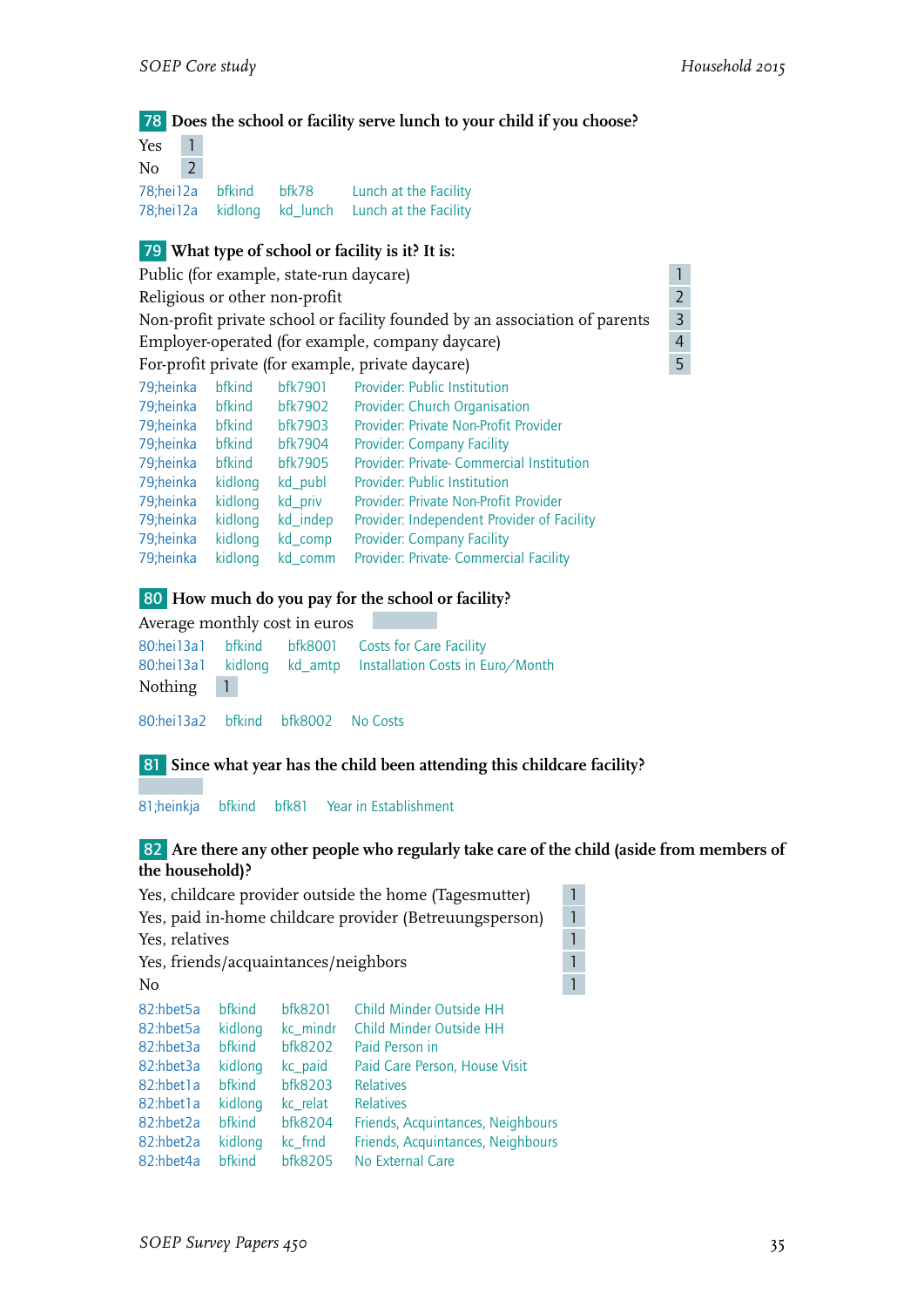**78** **Does the school or facility serve lunch to your child if you choose?**

Yes 1
No 2

| | | | |
|---|---|---|---|
| 78;hei12a | bfkind | bfk78 | Lunch at the Facility |
| 78;hei12a | kidlong | kd_lunch | Lunch at the Facility |

**79** **What type of school or facility is it? It is:**

Public (for example, state-run daycare) 1
Religious or other non-profit 2
Non-profit private school or facility founded by an association of parents 3
Employer-operated (for example, company daycare) 4
For-profit private (for example, private daycare) 5

| | | | |
|---|---|---|---|
| 79;heinka | bfkind | bfk7901 | Provider: Public Institution |
| 79;heinka | bfkind | bfk7902 | Provider: Church Organisation |
| 79;heinka | bfkind | bfk7903 | Provider: Private Non-Profit Provider |
| 79;heinka | bfkind | bfk7904 | Provider: Company Facility |
| 79;heinka | bfkind | bfk7905 | Provider: Private- Commercial Institution |
| 79;heinka | kidlong | kd_publ | Provider: Public Institution |
| 79;heinka | kidlong | kd_priv | Provider: Private Non-Profit Provider |
| 79;heinka | kidlong | kd_indep | Provider: Independent Provider of Facility |
| 79;heinka | kidlong | kd_comp | Provider: Company Facility |
| 79;heinka | kidlong | kd_comm | Provider: Private- Commercial Facility |

**80** **How much do you pay for the school or facility?**

Average monthly cost in euros

| | | | |
|---|---|---|---|
| 80:hei13a1 | bfkind | bfk8001 | Costs for Care Facility |
| 80:hei13a1 | kidlong | kd_amtp | Installation Costs in Euro/Month |

Nothing 1

| | | | |
|---|---|---|---|
| 80:hei13a2 | bfkind | bfk8002 | No Costs |

**81** **Since what year has the child been attending this childcare facility?**

| | | | |
|---|---|---|---|
| 81;heinkja | bfkind | bfk81 | Year in Establishment |

**82** **Are there any other people who regularly take care of the child (aside from members of the household)?**

Yes, childcare provider outside the home (Tagesmutter) 1
Yes, paid in-home childcare provider (Betreuungsperson) 1
Yes, relatives 1
Yes, friends/acquaintances/neighbors 1
No 1

| | | | |
|---|---|---|---|
| 82:hbet5a | bfkind | bfk8201 | Child Minder Outside HH |
| 82:hbet5a | kidlong | kc_mindr | Child Minder Outside HH |
| 82:hbet3a | bfkind | bfk8202 | Paid Person in |
| 82:hbet3a | kidlong | kc_paid | Paid Care Person, House Visit |
| 82:hbet1a | bfkind | bfk8203 | Relatives |
| 82:hbet1a | kidlong | kc_relat | Relatives |
| 82:hbet2a | bfkind | bfk8204 | Friends, Acquintances, Neighbours |
| 82:hbet2a | kidlong | kc_frnd | Friends, Acquintances, Neighbours |
| 82:hbet4a | bfkind | bfk8205 | No External Care |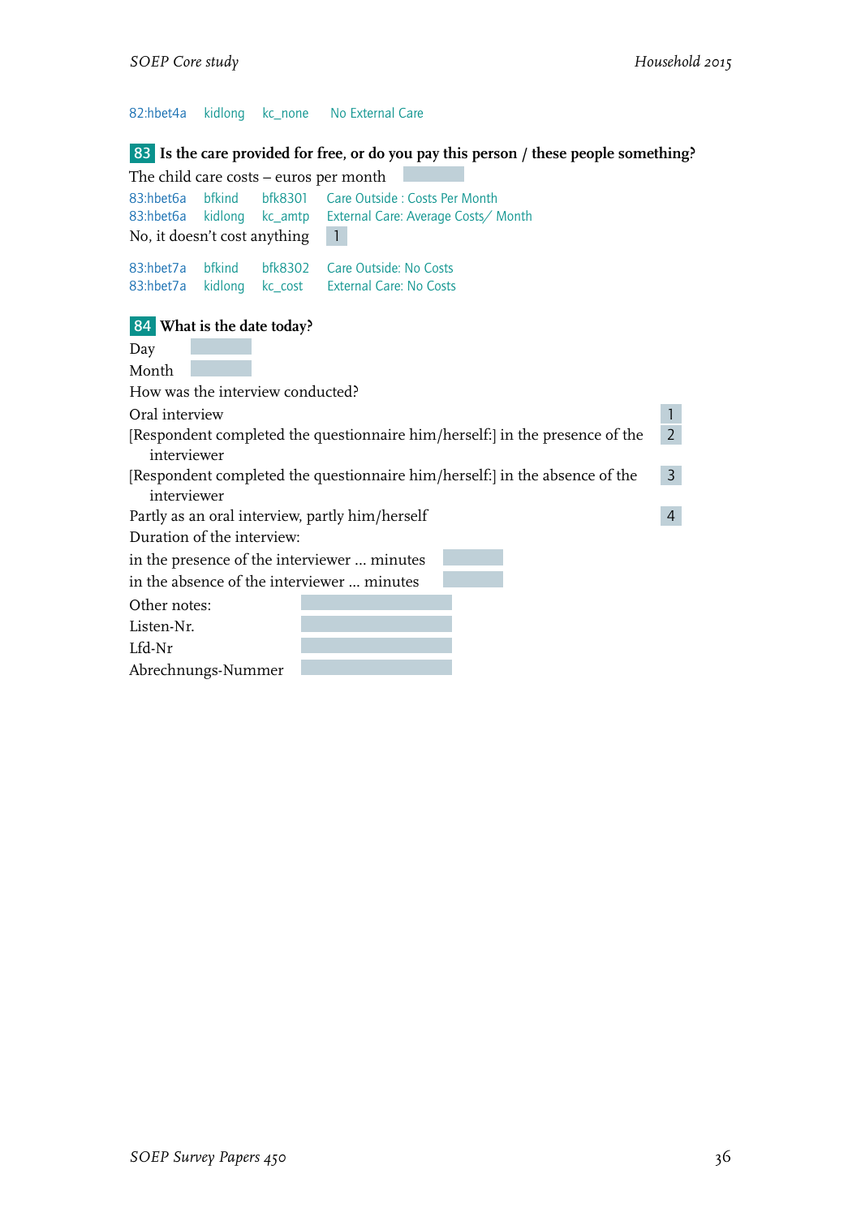82:hbet4a kidlong kc_none No External Care

**83** **Is the care provided for free, or do you pay this person / these people something?**

The child care costs – euros per month

83:hbet6a bfkind bfk8301 Care Outside : Costs Per Month
83:hbet6a kidlong kc_amtp External Care: Average Costs/ Month

No, it doesn't cost anything 1

83:hbet7a bfkind bfk8302 Care Outside: No Costs
83:hbet7a kidlong kc_cost External Care: No Costs

**84** **What is the date today?**

Day

Month

How was the interview conducted?

Oral interview 1

[Respondent completed the questionnaire him/herself:] in the presence of the interviewer 2

[Respondent completed the questionnaire him/herself:] in the absence of the interviewer 3

Partly as an oral interview, partly him/herself 4

Duration of the interview:

in the presence of the interviewer ... minutes

in the absence of the interviewer ... minutes

Other notes:

Listen-Nr.

Lfd-Nr

Abrechnungs-Nummer